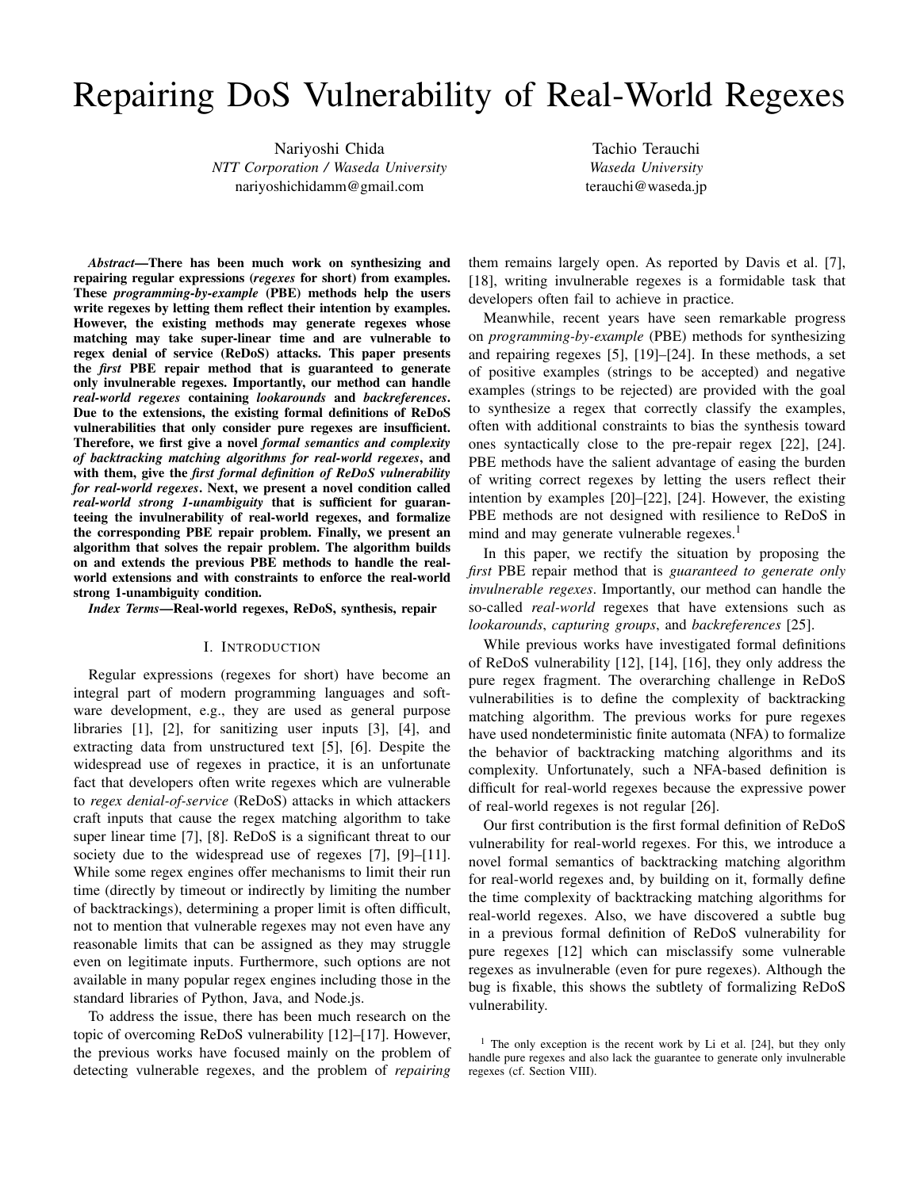# Repairing DoS Vulnerability of Real-World Regexes

Nariyoshi Chida
*NTT Corporation / Waseda University*
nariyoshichidamm@gmail.com

Tachio Terauchi
*Waseda University*
terauchi@waseda.jp

***Abstract*—There has been much work on synthesizing and repairing regular expressions (*regexes* for short) from examples. These *programming-by-example* (PBE) methods help the users write regexes by letting them reflect their intention by examples. However, the existing methods may generate regexes whose matching may take super-linear time and are vulnerable to regex denial of service (ReDoS) attacks. This paper presents the *first* PBE repair method that is guaranteed to generate only invulnerable regexes. Importantly, our method can handle *real-world regexes* containing *lookarounds* and *backreferences*. Due to the extensions, the existing formal definitions of ReDoS vulnerabilities that only consider pure regexes are insufficient. Therefore, we first give a novel *formal semantics and complexity of backtracking matching algorithms for real-world regexes*, and with them, give the *first formal definition of ReDoS vulnerability for real-world regexes*. Next, we present a novel condition called *real-world strong 1-unambiguity* that is sufficient for guaranteeing the invulnerability of real-world regexes, and formalize the corresponding PBE repair problem. Finally, we present an algorithm that solves the repair problem. The algorithm builds on and extends the previous PBE methods to handle the real-world extensions and with constraints to enforce the real-world strong 1-unambiguity condition.**

***Index Terms*—Real-world regexes, ReDoS, synthesis, repair**

## I. Introduction

Regular expressions (regexes for short) have become an integral part of modern programming languages and software development, e.g., they are used as general purpose libraries [1], [2], for sanitizing user inputs [3], [4], and extracting data from unstructured text [5], [6]. Despite the widespread use of regexes in practice, it is an unfortunate fact that developers often write regexes which are vulnerable to *regex denial-of-service* (ReDoS) attacks in which attackers craft inputs that cause the regex matching algorithm to take super linear time [7], [8]. ReDoS is a significant threat to our society due to the widespread use of regexes [7], [9]–[11]. While some regex engines offer mechanisms to limit their run time (directly by timeout or indirectly by limiting the number of backtrackings), determining a proper limit is often difficult, not to mention that vulnerable regexes may not even have any reasonable limits that can be assigned as they may struggle even on legitimate inputs. Furthermore, such options are not available in many popular regex engines including those in the standard libraries of Python, Java, and Node.js.

To address the issue, there has been much research on the topic of overcoming ReDoS vulnerability [12]–[17]. However, the previous works have focused mainly on the problem of detecting vulnerable regexes, and the problem of *repairing* them remains largely open. As reported by Davis et al. [7], [18], writing invulnerable regexes is a formidable task that developers often fail to achieve in practice.

Meanwhile, recent years have seen remarkable progress on *programming-by-example* (PBE) methods for synthesizing and repairing regexes [5], [19]–[24]. In these methods, a set of positive examples (strings to be accepted) and negative examples (strings to be rejected) are provided with the goal to synthesize a regex that correctly classify the examples, often with additional constraints to bias the synthesis toward ones syntactically close to the pre-repair regex [22], [24]. PBE methods have the salient advantage of easing the burden of writing correct regexes by letting the users reflect their intention by examples [20]–[22], [24]. However, the existing PBE methods are not designed with resilience to ReDoS in mind and may generate vulnerable regexes.[1]

In this paper, we rectify the situation by proposing the *first* PBE repair method that is *guaranteed to generate only invulnerable regexes*. Importantly, our method can handle the so-called *real-world* regexes that have extensions such as *lookarounds*, *capturing groups*, and *backreferences* [25].

While previous works have investigated formal definitions of ReDoS vulnerability [12], [14], [16], they only address the pure regex fragment. The overarching challenge in ReDoS vulnerabilities is to define the complexity of backtracking matching algorithm. The previous works for pure regexes have used nondeterministic finite automata (NFA) to formalize the behavior of backtracking matching algorithms and its complexity. Unfortunately, such a NFA-based definition is difficult for real-world regexes because the expressive power of real-world regexes is not regular [26].

Our first contribution is the first formal definition of ReDoS vulnerability for real-world regexes. For this, we introduce a novel formal semantics of backtracking matching algorithm for real-world regexes and, by building on it, formally define the time complexity of backtracking matching algorithms for real-world regexes. Also, we have discovered a subtle bug in a previous formal definition of ReDoS vulnerability for pure regexes [12] which can misclassify some vulnerable regexes as invulnerable (even for pure regexes). Although the bug is fixable, this shows the subtlety of formalizing ReDoS vulnerability.

[1] The only exception is the recent work by Li et al. [24], but they only handle pure regexes and also lack the guarantee to generate only invulnerable regexes (cf. Section VIII).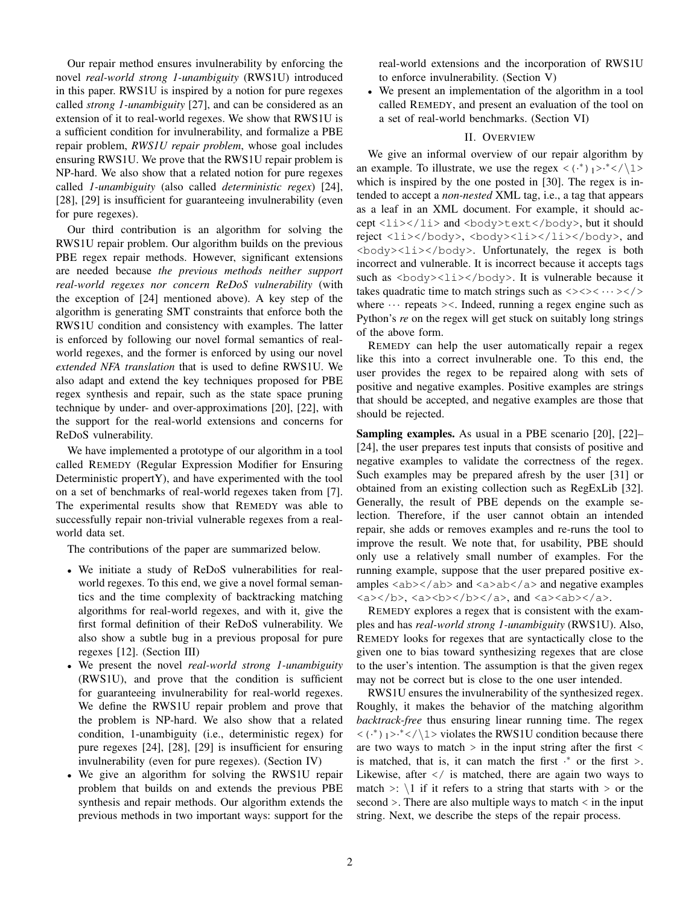Our repair method ensures invulnerability by enforcing the novel *real-world strong 1-unambiguity* (RWS1U) introduced in this paper. RWS1U is inspired by a notion for pure regexes called *strong 1-unambiguity* [27], and can be considered as an extension of it to real-world regexes. We show that RWS1U is a sufficient condition for invulnerability, and formalize a PBE repair problem, *RWS1U repair problem*, whose goal includes ensuring RWS1U. We prove that the RWS1U repair problem is NP-hard. We also show that a related notion for pure regexes called *1-unambiguity* (also called *deterministic regex*) [24], [28], [29] is insufficient for guaranteeing invulnerability (even for pure regexes).

Our third contribution is an algorithm for solving the RWS1U repair problem. Our algorithm builds on the previous PBE regex repair methods. However, significant extensions are needed because *the previous methods neither support real-world regexes nor concern ReDoS vulnerability* (with the exception of [24] mentioned above). A key step of the algorithm is generating SMT constraints that enforce both the RWS1U condition and consistency with examples. The latter is enforced by following our novel formal semantics of real-world regexes, and the former is enforced by using our novel *extended NFA translation* that is used to define RWS1U. We also adapt and extend the key techniques proposed for PBE regex synthesis and repair, such as the state space pruning technique by under- and over-approximations [20], [22], with the support for the real-world extensions and concerns for ReDoS vulnerability.

We have implemented a prototype of our algorithm in a tool called REMEDY (Regular Expression Modifier for Ensuring Deterministic propertY), and have experimented with the tool on a set of benchmarks of real-world regexes taken from [7]. The experimental results show that REMEDY was able to successfully repair non-trivial vulnerable regexes from a real-world data set.

The contributions of the paper are summarized below.

- We initiate a study of ReDoS vulnerabilities for real-world regexes. To this end, we give a novel formal semantics and the time complexity of backtracking matching algorithms for real-world regexes, and with it, give the first formal definition of their ReDoS vulnerability. We also show a subtle bug in a previous proposal for pure regexes [12]. (Section III)
- We present the novel *real-world strong 1-unambiguity* (RWS1U), and prove that the condition is sufficient for guaranteeing invulnerability for real-world regexes. We define the RWS1U repair problem and prove that the problem is NP-hard. We also show that a related condition, 1-unambiguity (i.e., deterministic regex) for pure regexes [24], [28], [29] is insufficient for ensuring invulnerability (even for pure regexes). (Section IV)
- We give an algorithm for solving the RWS1U repair problem that builds on and extends the previous PBE synthesis and repair methods. Our algorithm extends the previous methods in two important ways: support for the real-world extensions and the incorporation of RWS1U to enforce invulnerability. (Section V)
- We present an implementation of the algorithm in a tool called REMEDY, and present an evaluation of the tool on a set of real-world benchmarks. (Section VI)

## II. OVERVIEW

We give an informal overview of our repair algorithm by an example. To illustrate, we use the regex `<`$(\cdot^*)_1$`>`$\cdot^*$`</\1>` which is inspired by the one posted in [30]. The regex is intended to accept a *non-nested* XML tag, i.e., a tag that appears as a leaf in an XML document. For example, it should accept `<li></li>` and `<body>text</body>`, but it should reject `<li></body>`, `<body><li></li></body>`, and `<body><li></body>`. Unfortunately, the regex is both incorrect and vulnerable. It is incorrect because it accepts tags such as `<body><li></body>`. It is vulnerable because it takes quadratic time to match strings such as `<><><` $\cdots$ `></>` where $\cdots$ repeats `><`. Indeed, running a regex engine such as Python's *re* on the regex will get stuck on suitably long strings of the above form.

REMEDY can help the user automatically repair a regex like this into a correct invulnerable one. To this end, the user provides the regex to be repaired along with sets of positive and negative examples. Positive examples are strings that should be accepted, and negative examples are those that should be rejected.

**Sampling examples.** As usual in a PBE scenario [20], [22]–[24], the user prepares test inputs that consists of positive and negative examples to validate the correctness of the regex. Such examples may be prepared afresh by the user [31] or obtained from an existing collection such as RegExLib [32]. Generally, the result of PBE depends on the example selection. Therefore, if the user cannot obtain an intended repair, she adds or removes examples and re-runs the tool to improve the result. We note that, for usability, PBE should only use a relatively small number of examples. For the running example, suppose that the user prepared positive examples `<ab></ab>` and `<a>ab</a>` and negative examples `<a></b>`, `<a><b></b></a>`, and `<a><ab></a>`.

REMEDY explores a regex that is consistent with the examples and has *real-world strong 1-unambiguity* (RWS1U). Also, REMEDY looks for regexes that are syntactically close to the given one to bias toward synthesizing regexes that are close to the user's intention. The assumption is that the given regex may not be correct but is close to the one user intended.

RWS1U ensures the invulnerability of the synthesized regex. Roughly, it makes the behavior of the matching algorithm *backtrack-free* thus ensuring linear running time. The regex `<`$(\cdot^*)_1$`>`$\cdot^*$`</\1>` violates the RWS1U condition because there are two ways to match `>` in the input string after the first `<` is matched, that is, it can match the first $\cdot^*$ or the first `>`. Likewise, after `</` is matched, there are again two ways to match `>`: `\1` if it refers to a string that starts with `>` or the second `>`. There are also multiple ways to match `<` in the input string. Next, we describe the steps of the repair process.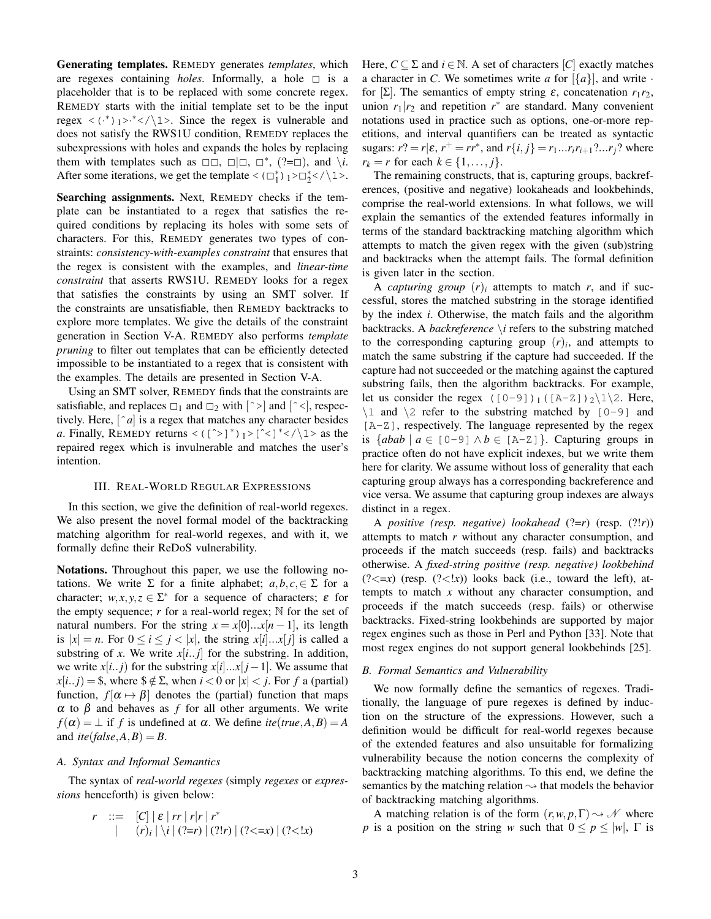**Generating templates.** REMEDY generates *templates*, which are regexes containing *holes*. Informally, a hole $\square$ is a placeholder that is to be replaced with some concrete regex. REMEDY starts with the initial template set to be the input regex `<(.*)`$_1$`>.*</\1>`. Since the regex is vulnerable and does not satisfy the RWS1U condition, REMEDY replaces the subexpressions with holes and expands the holes by replacing them with templates such as $\square\square$, $\square|\square$, $\square^*$, $(?{=}\square)$, and $\backslash i$. After some iterations, we get the template `<(`$\square_1^*$`)`$_1$`>`$\square_2^*$`</\1>`.

**Searching assignments.** Next, REMEDY checks if the template can be instantiated to a regex that satisfies the required conditions by replacing its holes with some sets of characters. For this, REMEDY generates two types of constraints: *consistency-with-examples constraint* that ensures that the regex is consistent with the examples, and *linear-time constraint* that asserts RWS1U. REMEDY looks for a regex that satisfies the constraints by using an SMT solver. If the constraints are unsatisfiable, then REMEDY backtracks to explore more templates. We give the details of the constraint generation in Section V-A. REMEDY also performs *template pruning* to filter out templates that can be efficiently detected impossible to be instantiated to a regex that is consistent with the examples. The details are presented in Section V-A.

Using an SMT solver, REMEDY finds that the constraints are satisfiable, and replaces $\square_1$ and $\square_2$ with `[^>]` and `[^<]`, respectively. Here, $[\hat{\ }a]$ is a regex that matches any character besides $a$. Finally, REMEDY returns `<([^>]*)`$_1$`>[^<]*</\1>` as the repaired regex which is invulnerable and matches the user's intention.

## III. Real-World Regular Expressions

In this section, we give the definition of real-world regexes. We also present the novel formal model of the backtracking matching algorithm for real-world regexes, and with it, we formally define their ReDoS vulnerability.

**Notations.** Throughout this paper, we use the following notations. We write $\Sigma$ for a finite alphabet; $a,b,c,\in\Sigma$ for a character; $w,x,y,z\in\Sigma^*$ for a sequence of characters; $\varepsilon$ for the empty sequence; $r$ for a real-world regex; $\mathbb{N}$ for the set of natural numbers. For the string $x = x[0]...x[n-1]$, its length is $|x| = n$. For $0 \le i \le j < |x|$, the string $x[i]...x[j]$ is called a substring of $x$. We write $x[i..j]$ for the substring. In addition, we write $x[i..j)$ for the substring $x[i]...x[j-1]$. We assume that $x[i..j) = \$$, where $\$ \notin \Sigma$, when $i < 0$ or $|x| < j$. For $f$ a (partial) function, $f[\alpha \mapsto \beta]$ denotes the (partial) function that maps $\alpha$ to $\beta$ and behaves as $f$ for all other arguments. We write $f(\alpha) = \bot$ if $f$ is undefined at $\alpha$. We define $ite(true, A, B) = A$ and $ite(false, A, B) = B$.

### A. Syntax and Informal Semantics

The syntax of *real-world regexes* (simply *regexes* or *expressions* henceforth) is given below:

$$\begin{array}{rcl} r & ::= & [C] \mid \varepsilon \mid rr \mid r|r \mid r^* \\ & \mid & (r)_i \mid \backslash i \mid (?{=}r) \mid (?!r) \mid (?{<=}x) \mid (?{<!}x) \end{array}$$

Here, $C \subseteq \Sigma$ and $i \in \mathbb{N}$. A set of characters $[C]$ exactly matches a character in $C$. We sometimes write $a$ for $[\{a\}]$, and write $\cdot$ for $[\Sigma]$. The semantics of empty string $\varepsilon$, concatenation $r_1r_2$, union $r_1|r_2$ and repetition $r^*$ are standard. Many convenient notations used in practice such as options, one-or-more repetitions, and interval quantifiers can be treated as syntactic sugars: $r? = r|\varepsilon$, $r^+ = rr^*$, and $r\{i,j\} = r_1...r_ir_{i+1}?...r_j?$ where $r_k = r$ for each $k \in \{1,\dots,j\}$.

The remaining constructs, that is, capturing groups, backreferences, (positive and negative) lookaheads and lookbehinds, comprise the real-world extensions. In what follows, we will explain the semantics of the extended features informally in terms of the standard backtracking matching algorithm which attempts to match the given regex with the given (sub)string and backtracks when the attempt fails. The formal definition is given later in the section.

A *capturing group* $(r)_i$ attempts to match $r$, and if successful, stores the matched substring in the storage identified by the index $i$. Otherwise, the match fails and the algorithm backtracks. A *backreference* $\backslash i$ refers to the substring matched to the corresponding capturing group $(r)_i$, and attempts to match the same substring if the capture had succeeded. If the capture had not succeeded or the matching against the captured substring fails, then the algorithm backtracks. For example, let us consider the regex `([0-9])`$_1$`([A-Z])`$_2$`\1\2`. Here, `\1` and `\2` refer to the substring matched by `[0-9]` and `[A-Z]`, respectively. The language represented by the regex is $\{abab \mid a \in$ `[0-9]` $\wedge\, b \in$ `[A-Z]`$\}$. Capturing groups in practice often do not have explicit indexes, but we write them here for clarity. We assume without loss of generality that each capturing group always has a corresponding backreference and vice versa. We assume that capturing group indexes are always distinct in a regex.

A *positive (resp. negative) lookahead* $(?{=}r)$ (resp. $(?!r)$) attempts to match $r$ without any character consumption, and proceeds if the match succeeds (resp. fails) and backtracks otherwise. A *fixed-string positive (resp. negative) lookbehind* $(?{<=}x)$ (resp. $(?{<!}x)$) looks back (i.e., toward the left), attempts to match $x$ without any character consumption, and proceeds if the match succeeds (resp. fails) or otherwise backtracks. Fixed-string lookbehinds are supported by major regex engines such as those in Perl and Python [33]. Note that most regex engines do not support general lookbehinds [25].

### B. Formal Semantics and Vulnerability

We now formally define the semantics of regexes. Traditionally, the language of pure regexes is defined by induction on the structure of the expressions. However, such a definition would be difficult for real-world regexes because of the extended features and also unsuitable for formalizing vulnerability because the notion concerns the complexity of backtracking matching algorithms. To this end, we define the semantics by the matching relation $\rightsquigarrow$ that models the behavior of backtracking matching algorithms.

A matching relation is of the form $(r, w, p, \Gamma) \rightsquigarrow \mathcal{N}$ where $p$ is a position on the string $w$ such that $0 \le p \le |w|$, $\Gamma$ is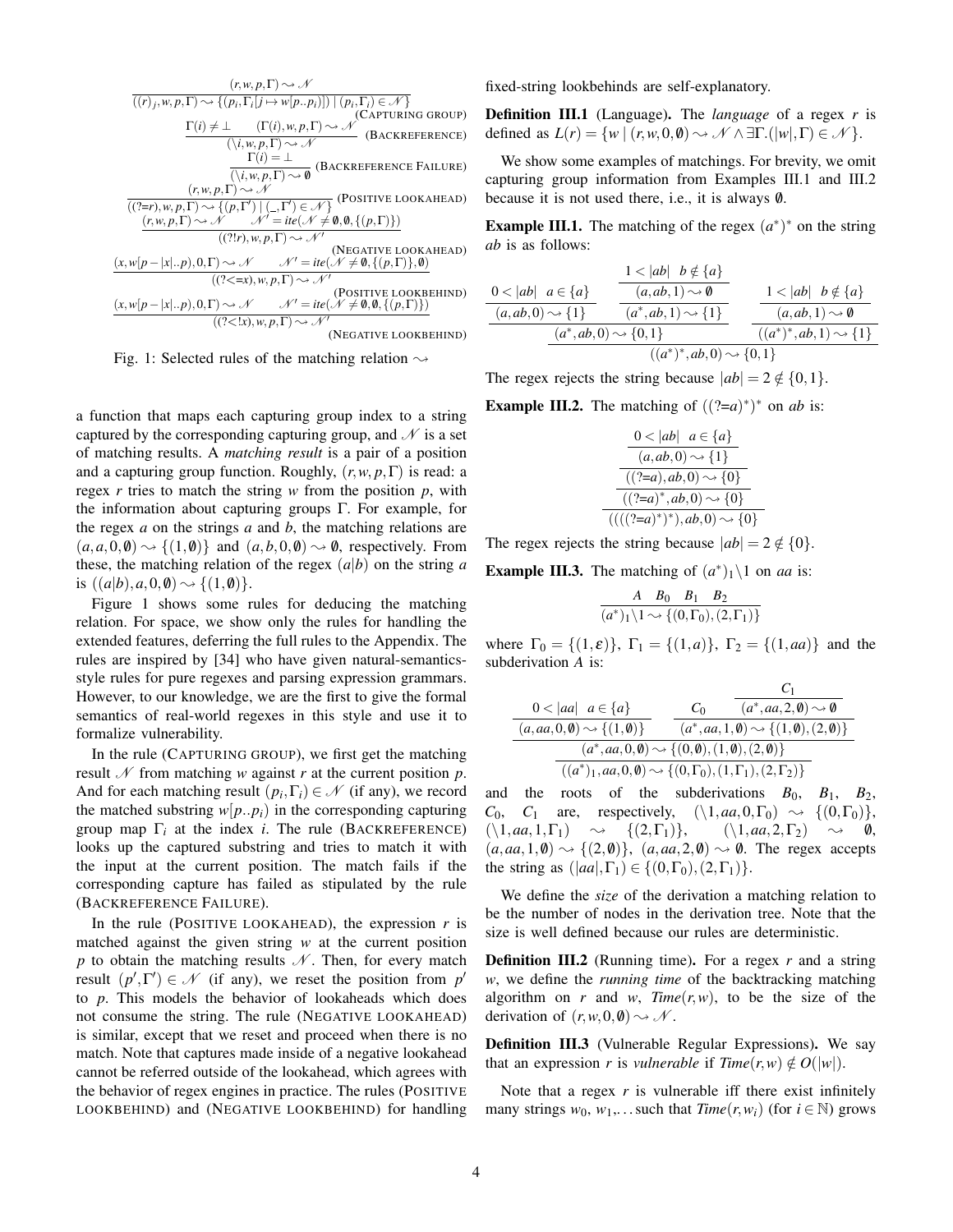$$\frac{(r,w,p,\Gamma) \rightsquigarrow \mathscr{N}}{((r)_j,w,p,\Gamma) \rightsquigarrow \{(p_i,\Gamma_i[j \mapsto w[p..p_i]]) \mid (p_i,\Gamma_i) \in \mathscr{N}\}} \text{(CAPTURING GROUP)}$$

$$\frac{\Gamma(i) \neq \bot \quad (\Gamma(i),w,p,\Gamma) \rightsquigarrow \mathscr{N}}{(\backslash i,w,p,\Gamma) \rightsquigarrow \mathscr{N}} \text{(BACKREFERENCE)}$$

$$\frac{\Gamma(i) = \bot}{(\backslash i,w,p,\Gamma) \rightsquigarrow \emptyset} \text{(BACKREFERENCE FAILURE)}$$

$$\frac{(r,w,p,\Gamma) \rightsquigarrow \mathscr{N}}{((?=r),w,p,\Gamma) \rightsquigarrow \{(p,\Gamma') \mid (\_,\Gamma') \in \mathscr{N}\}} \text{(POSITIVE LOOKAHEAD)}$$

$$\frac{(r,w,p,\Gamma) \rightsquigarrow \mathscr{N} \quad \mathscr{N}' = ite(\mathscr{N} \neq \emptyset, \emptyset, \{(p,\Gamma)\})}{((?!r),w,p,\Gamma) \rightsquigarrow \mathscr{N}'} \text{(NEGATIVE LOOKAHEAD)}$$

$$\frac{(x,w[p-|x|..p),0,\Gamma) \rightsquigarrow \mathscr{N} \quad \mathscr{N}' = ite(\mathscr{N} \neq \emptyset, \{(p,\Gamma)\}, \emptyset)}{((?<=x),w,p,\Gamma) \rightsquigarrow \mathscr{N}'} \text{(POSITIVE LOOKBEHIND)}$$

$$\frac{(x,w[p-|x|..p),0,\Gamma) \rightsquigarrow \mathscr{N} \quad \mathscr{N}' = ite(\mathscr{N} \neq \emptyset, \emptyset, \{(p,\Gamma)\})}{((?<!x),w,p,\Gamma) \rightsquigarrow \mathscr{N}'} \text{(NEGATIVE LOOKBEHIND)}$$

Fig. 1: Selected rules of the matching relation $\rightsquigarrow$

a function that maps each capturing group index to a string captured by the corresponding capturing group, and $\mathscr{N}$ is a set of matching results. A *matching result* is a pair of a position and a capturing group function. Roughly, $(r,w,p,\Gamma)$ is read: a regex $r$ tries to match the string $w$ from the position $p$, with the information about capturing groups $\Gamma$. For example, for the regex $a$ on the strings $a$ and $b$, the matching relations are $(a,a,0,\emptyset) \rightsquigarrow \{(1,\emptyset)\}$ and $(a,b,0,\emptyset) \rightsquigarrow \emptyset$, respectively. From these, the matching relation of the regex $(a|b)$ on the string $a$ is $((a|b),a,0,\emptyset) \rightsquigarrow \{(1,\emptyset)\}$.

Figure 1 shows some rules for deducing the matching relation. For space, we show only the rules for handling the extended features, deferring the full rules to the Appendix. The rules are inspired by [34] who have given natural-semantics-style rules for pure regexes and parsing expression grammars. However, to our knowledge, we are the first to give the formal semantics of real-world regexes in this style and use it to formalize vulnerability.

In the rule (CAPTURING GROUP), we first get the matching result $\mathscr{N}$ from matching $w$ against $r$ at the current position $p$. And for each matching result $(p_i,\Gamma_i) \in \mathscr{N}$ (if any), we record the matched substring $w[p..p_i)$ in the corresponding capturing group map $\Gamma_i$ at the index $i$. The rule (BACKREFERENCE) looks up the captured substring and tries to match it with the input at the current position. The match fails if the corresponding capture has failed as stipulated by the rule (BACKREFERENCE FAILURE).

In the rule (POSITIVE LOOKAHEAD), the expression $r$ is matched against the given string $w$ at the current position $p$ to obtain the matching results $\mathscr{N}$. Then, for every match result $(p',\Gamma') \in \mathscr{N}$ (if any), we reset the position from $p'$ to $p$. This models the behavior of lookaheads which does not consume the string. The rule (NEGATIVE LOOKAHEAD) is similar, except that we reset and proceed when there is no match. Note that captures made inside of a negative lookahead cannot be referred outside of the lookahead, which agrees with the behavior of regex engines in practice. The rules (POSITIVE LOOKBEHIND) and (NEGATIVE LOOKBEHIND) for handling fixed-string lookbehinds are self-explanatory.

**Definition III.1** (Language)**.** The *language* of a regex $r$ is defined as $L(r) = \{w \mid (r,w,0,\emptyset) \rightsquigarrow \mathscr{N} \wedge \exists\Gamma.(|w|,\Gamma) \in \mathscr{N}\}$.

We show some examples of matchings. For brevity, we omit capturing group information from Examples III.1 and III.2 because it is not used there, i.e., it is always $\emptyset$.

**Example III.1.** The matching of the regex $(a^*)^*$ on the string $ab$ is as follows:

$$\dfrac{\dfrac{\dfrac{0<|ab| \quad a\in\{a\}}{(a,ab,0)\rightsquigarrow\{1\}} \quad \dfrac{\dfrac{1<|ab| \quad b\notin\{a\}}{(a,ab,1)\rightsquigarrow\emptyset}}{(a^*,ab,1)\rightsquigarrow\{1\}}}{(a^*,ab,0)\rightsquigarrow\{0,1\}} \quad \dfrac{\dfrac{1<|ab| \quad b\notin\{a\}}{(a,ab,1)\rightsquigarrow\emptyset}}{((a^*)^*,ab,1)\rightsquigarrow\{1\}}}{((a^*)^*,ab,0)\rightsquigarrow\{0,1\}}$$

The regex rejects the string because $|ab| = 2 \notin \{0,1\}$.

**Example III.2.** The matching of $((?=a)^*)^*$ on $ab$ is:

$$\dfrac{\dfrac{\dfrac{\dfrac{0<|ab| \quad a\in\{a\}}{(a,ab,0)\rightsquigarrow\{1\}}}{((?=a),ab,0)\rightsquigarrow\{0\}}}{((?=a)^*,ab,0)\rightsquigarrow\{0\}}}{((((?=a)^*)^*),ab,0)\rightsquigarrow\{0\}}$$

The regex rejects the string because $|ab| = 2 \notin \{0\}$.

**Example III.3.** The matching of $(a^*)_1\backslash 1$ on $aa$ is:

$$\dfrac{A \quad B_0 \quad B_1 \quad B_2}{(a^*)_1\backslash 1 \rightsquigarrow \{(0,\Gamma_0),(2,\Gamma_1)\}}$$

where $\Gamma_0 = \{(1,\varepsilon)\}$, $\Gamma_1 = \{(1,a)\}$, $\Gamma_2 = \{(1,aa)\}$ and the subderivation $A$ is:

$$\dfrac{\dfrac{\dfrac{0<|aa| \quad a\in\{a\}}{(a,aa,0,\emptyset)\rightsquigarrow\{(1,\emptyset)\}} \quad \dfrac{C_0 \quad \dfrac{C_1}{(a^*,aa,2,\emptyset)\rightsquigarrow\emptyset}}{(a^*,aa,1,\emptyset)\rightsquigarrow\{(1,\emptyset),(2,\emptyset)\}}}{(a^*,aa,0,\emptyset)\rightsquigarrow\{(0,\emptyset),(1,\emptyset),(2,\emptyset)\}}}{((a^*)_1,aa,0,\emptyset)\rightsquigarrow\{(0,\Gamma_0),(1,\Gamma_1),(2,\Gamma_2)\}}$$

and the roots of the subderivations $B_0$, $B_1$, $B_2$, $C_0$, $C_1$ are, respectively, $(\backslash 1,aa,0,\Gamma_0) \rightsquigarrow \{(0,\Gamma_0)\}$, $(\backslash 1,aa,1,\Gamma_1) \rightsquigarrow \{(2,\Gamma_1)\}$, $(\backslash 1,aa,2,\Gamma_2) \rightsquigarrow \emptyset$, $(a,aa,1,\emptyset) \rightsquigarrow \{(2,\emptyset)\}$, $(a,aa,2,\emptyset) \rightsquigarrow \emptyset$. The regex accepts the string as $(|aa|,\Gamma_1) \in \{(0,\Gamma_0),(2,\Gamma_1)\}$.

We define the *size* of the derivation a matching relation to be the number of nodes in the derivation tree. Note that the size is well defined because our rules are deterministic.

**Definition III.2** (Running time)**.** For a regex $r$ and a string $w$, we define the *running time* of the backtracking matching algorithm on $r$ and $w$, $\mathit{Time}(r,w)$, to be the size of the derivation of $(r,w,0,\emptyset) \rightsquigarrow \mathscr{N}$.

**Definition III.3** (Vulnerable Regular Expressions)**.** We say that an expression $r$ is *vulnerable* if $\mathit{Time}(r,w) \notin O(|w|)$.

Note that a regex $r$ is vulnerable iff there exist infinitely many strings $w_0$, $w_1$,... such that $\mathit{Time}(r,w_i)$ (for $i \in \mathbb{N}$) grows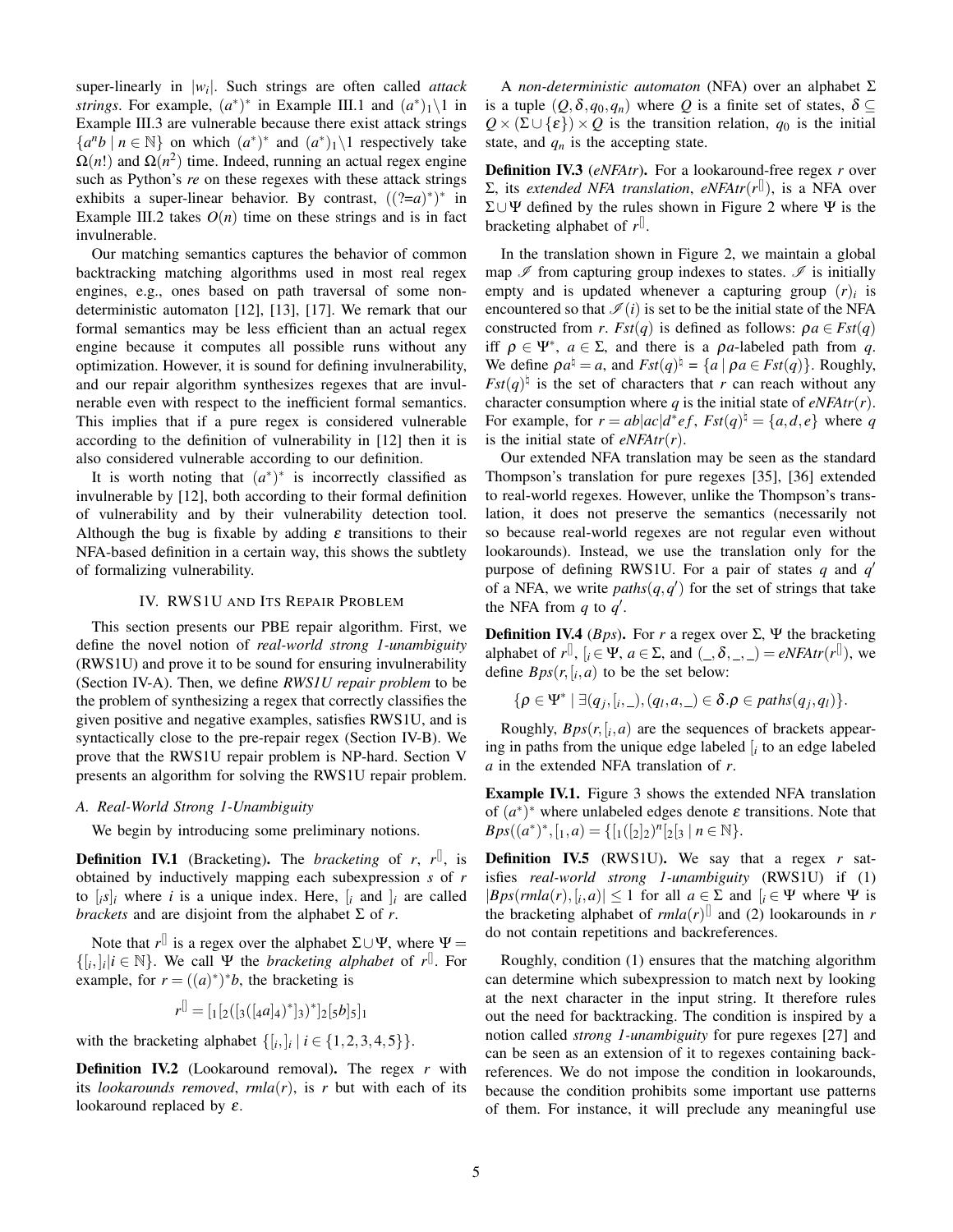super-linearly in $|w_i|$. Such strings are often called *attack strings*. For example, $(a^*)^*$ in Example III.1 and $(a^*)_1\backslash 1$ in Example III.3 are vulnerable because there exist attack strings $\{a^n b \mid n \in \mathbb{N}\}$ on which $(a^*)^*$ and $(a^*)_1\backslash 1$ respectively take $\Omega(n!)$ and $\Omega(n^2)$ time. Indeed, running an actual regex engine such as Python's *re* on these regexes with these attack strings exhibits a super-linear behavior. By contrast, $((?{=}a)^*)^*$ in Example III.2 takes $O(n)$ time on these strings and is in fact invulnerable.

Our matching semantics captures the behavior of common backtracking matching algorithms used in most real regex engines, e.g., ones based on path traversal of some non-deterministic automaton [12], [13], [17]. We remark that our formal semantics may be less efficient than an actual regex engine because it computes all possible runs without any optimization. However, it is sound for defining invulnerability, and our repair algorithm synthesizes regexes that are invulnerable even with respect to the inefficient formal semantics. This implies that if a pure regex is considered vulnerable according to the definition of vulnerability in [12] then it is also considered vulnerable according to our definition.

It is worth noting that $(a^*)^*$ is incorrectly classified as invulnerable by [12], both according to their formal definition of vulnerability and by their vulnerability detection tool. Although the bug is fixable by adding $\varepsilon$ transitions to their NFA-based definition in a certain way, this shows the subtlety of formalizing vulnerability.

## IV. RWS1U and Its Repair Problem

This section presents our PBE repair algorithm. First, we define the novel notion of *real-world strong 1-unambiguity* (RWS1U) and prove it to be sound for ensuring invulnerability (Section IV-A). Then, we define *RWS1U repair problem* to be the problem of synthesizing a regex that correctly classifies the given positive and negative examples, satisfies RWS1U, and is syntactically close to the pre-repair regex (Section IV-B). We prove that the RWS1U repair problem is NP-hard. Section V presents an algorithm for solving the RWS1U repair problem.

### A. Real-World Strong 1-Unambiguity

We begin by introducing some preliminary notions.

**Definition IV.1** (Bracketing). The *bracketing* of $r$, $r^{[]}$, is obtained by inductively mapping each subexpression $s$ of $r$ to $[_i s]_i$ where $i$ is a unique index. Here, $[_i$ and $]_i$ are called *brackets* and are disjoint from the alphabet $\Sigma$ of $r$.

Note that $r^{[]}$ is a regex over the alphabet $\Sigma \cup \Psi$, where $\Psi = \{[_i, ]_i | i \in \mathbb{N}\}$. We call $\Psi$ the *bracketing alphabet* of $r^{[]}$. For example, for $r = ((a)^*)^* b$, the bracketing is

$$r^{[]} = [_1[_2([_3([_4 a]_4)^*]_3)^*]_2[_5 b]_5]_1$$

with the bracketing alphabet $\{[_i, ]_i \mid i \in \{1,2,3,4,5\}\}$.

**Definition IV.2** (Lookaround removal). The regex $r$ with its *lookarounds removed*, $rmla(r)$, is $r$ but with each of its lookaround replaced by $\varepsilon$.

A *non-deterministic automaton* (NFA) over an alphabet $\Sigma$ is a tuple $(Q, \delta, q_0, q_n)$ where $Q$ is a finite set of states, $\delta \subseteq Q \times (\Sigma \cup \{\varepsilon\}) \times Q$ is the transition relation, $q_0$ is the initial state, and $q_n$ is the accepting state.

**Definition IV.3** (*eNFAtr*). For a lookaround-free regex $r$ over $\Sigma$, its *extended NFA translation*, $eNFAtr(r^{[]})$, is a NFA over $\Sigma \cup \Psi$ defined by the rules shown in Figure 2 where $\Psi$ is the bracketing alphabet of $r^{[]}$.

In the translation shown in Figure 2, we maintain a global map $\mathscr{I}$ from capturing group indexes to states. $\mathscr{I}$ is initially empty and is updated whenever a capturing group $(r)_i$ is encountered so that $\mathscr{I}(i)$ is set to be the initial state of the NFA constructed from $r$. $Fst(q)$ is defined as follows: $\rho a \in Fst(q)$ iff $\rho \in \Psi^*$, $a \in \Sigma$, and there is a $\rho a$-labeled path from $q$. We define $\rho a^\natural = a$, and $Fst(q)^\natural = \{a \mid \rho a \in Fst(q)\}$. Roughly, $Fst(q)^\natural$ is the set of characters that $r$ can reach without any character consumption where $q$ is the initial state of $eNFAtr(r)$. For example, for $r = ab|ac|d^*ef$, $Fst(q)^\natural = \{a,d,e\}$ where $q$ is the initial state of $eNFAtr(r)$.

Our extended NFA translation may be seen as the standard Thompson's translation for pure regexes [35], [36] extended to real-world regexes. However, unlike the Thompson's translation, it does not preserve the semantics (necessarily not so because real-world regexes are not regular even without lookarounds). Instead, we use the translation only for the purpose of defining RWS1U. For a pair of states $q$ and $q'$ of a NFA, we write $paths(q, q')$ for the set of strings that take the NFA from $q$ to $q'$.

**Definition IV.4** (*Bps*). For $r$ a regex over $\Sigma$, $\Psi$ the bracketing alphabet of $r^{[]}$, $[_i \in \Psi$, $a \in \Sigma$, and $(\_, \delta, \_, \_) = eNFAtr(r^{[]})$, we define $Bps(r, [_i, a)$ to be the set below:

$$\{\rho \in \Psi^* \mid \exists (q_j, [_i, \_), (q_l, a, \_) \in \delta. \rho \in paths(q_j, q_l)\}.$$

Roughly, $Bps(r, [_i, a)$ are the sequences of brackets appearing in paths from the unique edge labeled $[_i$ to an edge labeled $a$ in the extended NFA translation of $r$.

**Example IV.1.** Figure 3 shows the extended NFA translation of $(a^*)^*$ where unlabeled edges denote $\varepsilon$ transitions. Note that $Bps((a^*)^*, [_1, a) = \{[_1([_2]_2)^n[_2[_3 \mid n \in \mathbb{N}\}$.

**Definition IV.5** (RWS1U). We say that a regex $r$ satisfies *real-world strong 1-unambiguity* (RWS1U) if (1) $|Bps(rmla(r), [_i, a)| \leq 1$ for all $a \in \Sigma$ and $[_i \in \Psi$ where $\Psi$ is the bracketing alphabet of $rmla(r)^{[]}$ and (2) lookarounds in $r$ do not contain repetitions and backreferences.

Roughly, condition (1) ensures that the matching algorithm can determine which subexpression to match next by looking at the next character in the input string. It therefore rules out the need for backtracking. The condition is inspired by a notion called *strong 1-unambiguity* for pure regexes [27] and can be seen as an extension of it to regexes containing backreferences. We do not impose the condition in lookarounds, because the condition prohibits some important use patterns of them. For instance, it will preclude any meaningful use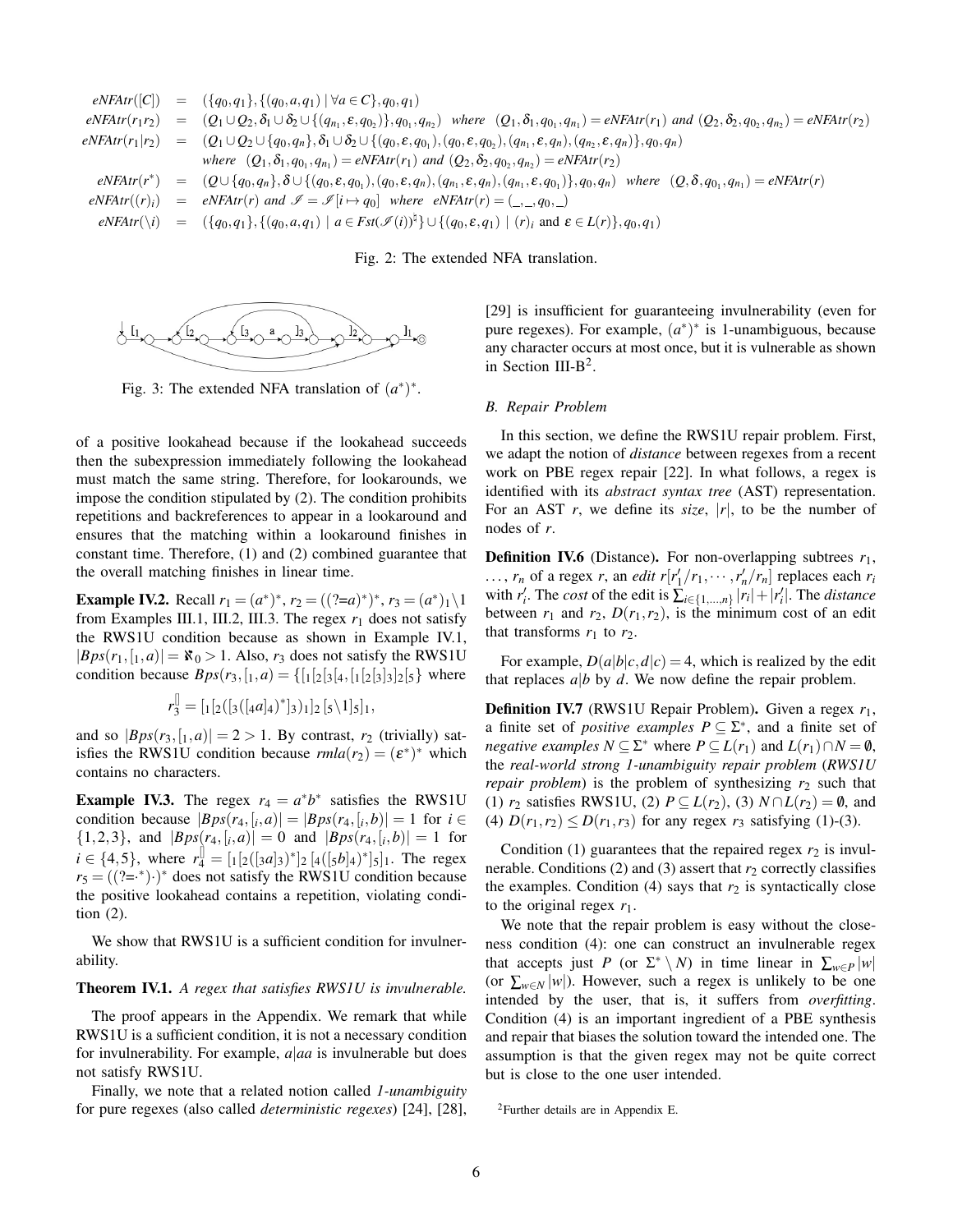$$
\begin{array}{rcl}
\mathit{eNFAtr}([C]) & = & (\{q_0,q_1\},\{(q_0,a,q_1)\mid \forall a\in C\},q_0,q_1)\\
\mathit{eNFAtr}(r_1r_2) & = & (Q_1\cup Q_2,\delta_1\cup\delta_2\cup\{(q_{n_1},\varepsilon,q_{0_2})\},q_{0_1},q_{n_2}) \ \ \text{where} \ \ (Q_1,\delta_1,q_{0_1},q_{n_1})=\mathit{eNFAtr}(r_1) \text{ and } (Q_2,\delta_2,q_{0_2},q_{n_2})=\mathit{eNFAtr}(r_2)\\
\mathit{eNFAtr}(r_1|r_2) & = & (Q_1\cup Q_2\cup\{q_0,q_n\},\delta_1\cup\delta_2\cup\{(q_0,\varepsilon,q_{0_1}),(q_0,\varepsilon,q_{0_2}),(q_{n_1},\varepsilon,q_n),(q_{n_2},\varepsilon,q_n)\},q_0,q_n)\\
 & & \text{where} \ \ (Q_1,\delta_1,q_{0_1},q_{n_1})=\mathit{eNFAtr}(r_1) \text{ and } (Q_2,\delta_2,q_{0_2},q_{n_2})=\mathit{eNFAtr}(r_2)\\
\mathit{eNFAtr}(r^*) & = & (Q\cup\{q_0,q_n\},\delta\cup\{(q_0,\varepsilon,q_{0_1}),(q_0,\varepsilon,q_n),(q_{n_1},\varepsilon,q_n),(q_{n_1},\varepsilon,q_{0_1})\},q_0,q_n) \ \ \text{where} \ \ (Q,\delta,q_{0_1},q_{n_1})=\mathit{eNFAtr}(r)\\
\mathit{eNFAtr}((r)_i) & = & \mathit{eNFAtr}(r) \text{ and } \mathscr{I}=\mathscr{I}[i\mapsto q_0] \ \ \text{where} \ \ \mathit{eNFAtr}(r)=(\_,\_,q_0,\_)\\
\mathit{eNFAtr}(\backslash i) & = & (\{q_0,q_1\},\{(q_0,a,q_1)\mid a\in \mathit{Fst}(\mathscr{I}(i))^{\natural}\}\cup\{(q_0,\varepsilon,q_1)\mid (r)_i \text{ and } \varepsilon\in L(r)\},q_0,q_1)
\end{array}
$$

Fig. 2: The extended NFA translation.

Fig. 3: The extended NFA translation of $(a^*)^*$.

of a positive lookahead because if the lookahead succeeds then the subexpression immediately following the lookahead must match the same string. Therefore, for lookarounds, we impose the condition stipulated by (2). The condition prohibits repetitions and backreferences to appear in a lookaround and ensures that the matching within a lookaround finishes in constant time. Therefore, (1) and (2) combined guarantee that the overall matching finishes in linear time.

**Example IV.2.** Recall $r_1 = (a^*)^*$, $r_2 = ((?{=}a)^*)^*$, $r_3 = (a^*)_1\backslash 1$ from Examples III.1, III.2, III.3. The regex $r_1$ does not satisfy the RWS1U condition because as shown in Example IV.1, $|Bps(r_1, [_1, a)| = \aleph_0 > 1$. Also, $r_3$ does not satisfy the RWS1U condition because $Bps(r_3, [_1, a) = \{[_1[_2[_3[_4, [_1[_2[_3]_3]_2[_5\}$ where

$$r_3^{[]} = [_1[_2([_3([_4a]_4)^*]_3)_1]_2\,[_5\backslash 1]_5]_1,$$

and so $|Bps(r_3, [_1, a)| = 2 > 1$. By contrast, $r_2$ (trivially) satisfies the RWS1U condition because $rmla(r_2) = (\varepsilon^*)^*$ which contains no characters.

**Example IV.3.** The regex $r_4 = a^*b^*$ satisfies the RWS1U condition because $|Bps(r_4, [_i, a)| = |Bps(r_4, [_i, b)| = 1$ for $i \in \{1,2,3\}$, and $|Bps(r_4, [_i, a)| = 0$ and $|Bps(r_4, [_i, b)| = 1$ for $i \in \{4,5\}$, where $r_4^{[]} = [_1[_2([_3a]_3)^*]_2\,[_4([_5b]_4)^*]_5]_1$. The regex $r_5 = ((?{=}\cdot^*)\cdot)^*$ does not satisfy the RWS1U condition because the positive lookahead contains a repetition, violating condition (2).

We show that RWS1U is a sufficient condition for invulnerability.

**Theorem IV.1.** *A regex that satisfies RWS1U is invulnerable.*

The proof appears in the Appendix. We remark that while RWS1U is a sufficient condition, it is not a necessary condition for invulnerability. For example, $a|aa$ is invulnerable but does not satisfy RWS1U.

Finally, we note that a related notion called *1-unambiguity* for pure regexes (also called *deterministic regexes*) [24], [28], [29] is insufficient for guaranteeing invulnerability (even for pure regexes). For example, $(a^*)^*$ is 1-unambiguous, because any character occurs at most once, but it is vulnerable as shown in Section III-B[2].

### B. Repair Problem

In this section, we define the RWS1U repair problem. First, we adapt the notion of *distance* between regexes from a recent work on PBE regex repair [22]. In what follows, a regex is identified with its *abstract syntax tree* (AST) representation. For an AST $r$, we define its *size*, $|r|$, to be the number of nodes of $r$.

**Definition IV.6** (Distance)**.** For non-overlapping subtrees $r_1$, $\ldots$, $r_n$ of a regex $r$, an *edit* $r[r_1'/r_1, \cdots, r_n'/r_n]$ replaces each $r_i$ with $r_i'$. The *cost* of the edit is $\sum_{i\in\{1,\ldots,n\}} |r_i| + |r_i'|$. The *distance* between $r_1$ and $r_2$, $D(r_1, r_2)$, is the minimum cost of an edit that transforms $r_1$ to $r_2$.

For example, $D(a|b|c, d|c) = 4$, which is realized by the edit that replaces $a|b$ by $d$. We now define the repair problem.

**Definition IV.7** (RWS1U Repair Problem)**.** Given a regex $r_1$, a finite set of *positive examples* $P \subseteq \Sigma^*$, and a finite set of *negative examples* $N \subseteq \Sigma^*$ where $P \subseteq L(r_1)$ and $L(r_1) \cap N = \emptyset$, the *real-world strong 1-unambiguity repair problem* (*RWS1U repair problem*) is the problem of synthesizing $r_2$ such that (1) $r_2$ satisfies RWS1U, (2) $P \subseteq L(r_2)$, (3) $N \cap L(r_2) = \emptyset$, and (4) $D(r_1, r_2) \leq D(r_1, r_3)$ for any regex $r_3$ satisfying (1)-(3).

Condition (1) guarantees that the repaired regex $r_2$ is invulnerable. Conditions (2) and (3) assert that $r_2$ correctly classifies the examples. Condition (4) says that $r_2$ is syntactically close to the original regex $r_1$.

We note that the repair problem is easy without the closeness condition (4): one can construct an invulnerable regex that accepts just $P$ (or $\Sigma^* \setminus N$) in time linear in $\sum_{w\in P}|w|$ (or $\sum_{w\in N}|w|$). However, such a regex is unlikely to be one intended by the user, that is, it suffers from *overfitting*. Condition (4) is an important ingredient of a PBE synthesis and repair that biases the solution toward the intended one. The assumption is that the given regex may not be quite correct but is close to the one user intended.

[2] Further details are in Appendix E.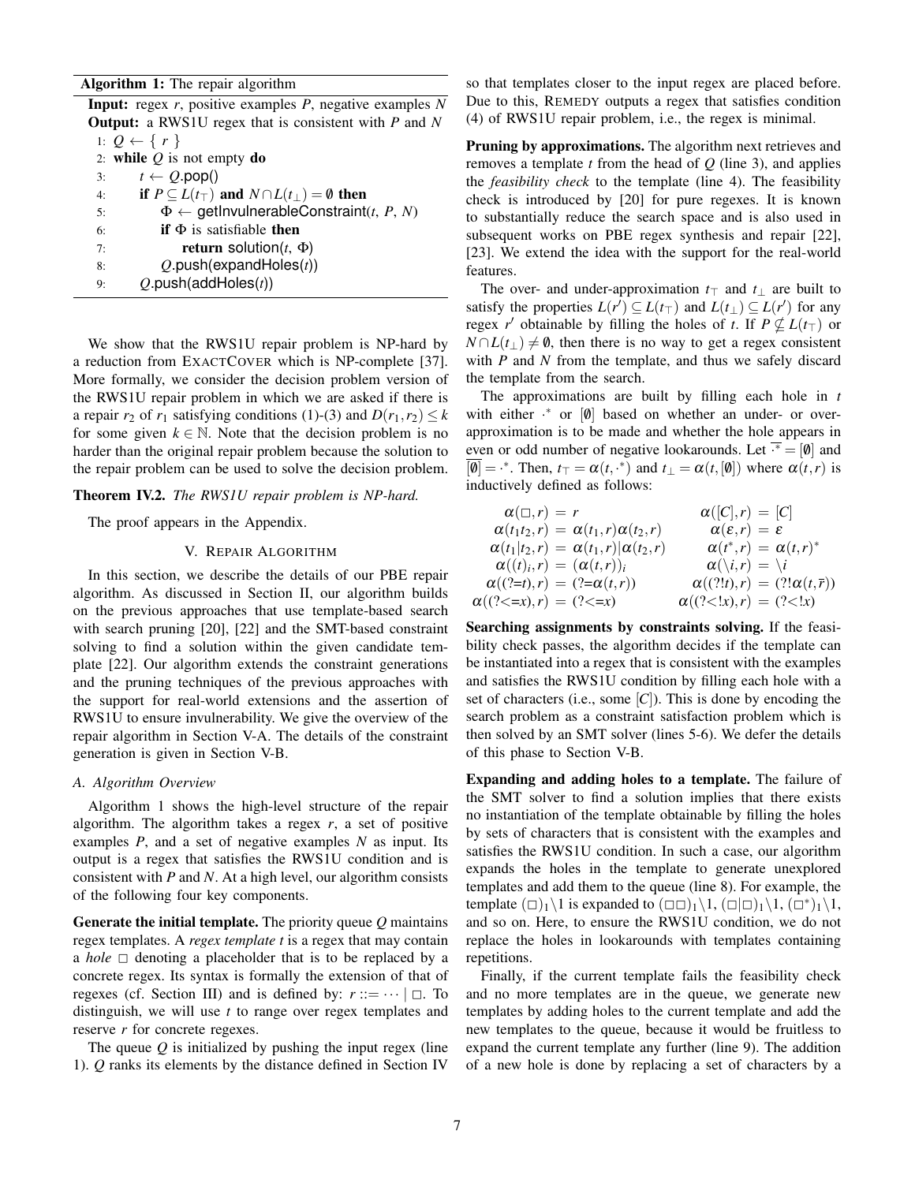**Algorithm 1:** The repair algorithm

**Input:** regex $r$, positive examples $P$, negative examples $N$
**Output:** a RWS1U regex that is consistent with $P$ and $N$

```
1: Q ← { r }
2: while Q is not empty do
3:     t ← Q.pop()
4:     if P ⊆ L(t_⊤) and N ∩ L(t_⊥) = ∅ then
5:         Φ ← getInvulnerableConstraint(t, P, N)
6:         if Φ is satisfiable then
7:             return solution(t, Φ)
8:         Q.push(expandHoles(t))
9:     Q.push(addHoles(t))
```

We show that the RWS1U repair problem is NP-hard by a reduction from EXACTCOVER which is NP-complete [37]. More formally, we consider the decision problem version of the RWS1U repair problem in which we are asked if there is a repair $r_2$ of $r_1$ satisfying conditions (1)-(3) and $D(r_1,r_2) \le k$ for some given $k \in \mathbb{N}$. Note that the decision problem is no harder than the original repair problem because the solution to the repair problem can be used to solve the decision problem.

**Theorem IV.2.** *The RWS1U repair problem is NP-hard.*

The proof appears in the Appendix.

## V. Repair Algorithm

In this section, we describe the details of our PBE repair algorithm. As discussed in Section II, our algorithm builds on the previous approaches that use template-based search with search pruning [20], [22] and the SMT-based constraint solving to find a solution within the given candidate template [22]. Our algorithm extends the constraint generations and the pruning techniques of the previous approaches with the support for real-world extensions and the assertion of RWS1U to ensure invulnerability. We give the overview of the repair algorithm in Section V-A. The details of the constraint generation is given in Section V-B.

### A. Algorithm Overview

Algorithm 1 shows the high-level structure of the repair algorithm. The algorithm takes a regex $r$, a set of positive examples $P$, and a set of negative examples $N$ as input. Its output is a regex that satisfies the RWS1U condition and is consistent with $P$ and $N$. At a high level, our algorithm consists of the following four key components.

**Generate the initial template.** The priority queue $Q$ maintains regex templates. A *regex template* $t$ is a regex that may contain a *hole* $\square$ denoting a placeholder that is to be replaced by a concrete regex. Its syntax is formally the extension of that of regexes (cf. Section III) and is defined by: $r ::= \cdots \mid \square$. To distinguish, we will use $t$ to range over regex templates and reserve $r$ for concrete regexes.

The queue $Q$ is initialized by pushing the input regex (line 1). $Q$ ranks its elements by the distance defined in Section IV so that templates closer to the input regex are placed before. Due to this, REMEDY outputs a regex that satisfies condition (4) of RWS1U repair problem, i.e., the regex is minimal.

**Pruning by approximations.** The algorithm next retrieves and removes a template $t$ from the head of $Q$ (line 3), and applies the *feasibility check* to the template (line 4). The feasibility check is introduced by [20] for pure regexes. It is known to substantially reduce the search space and is also used in subsequent works on PBE regex synthesis and repair [22], [23]. We extend the idea with the support for the real-world features.

The over- and under-approximation $t_\top$ and $t_\bot$ are built to satisfy the properties $L(r') \subseteq L(t_\top)$ and $L(t_\bot) \subseteq L(r')$ for any regex $r'$ obtainable by filling the holes of $t$. If $P \not\subseteq L(t_\top)$ or $N \cap L(t_\bot) \neq \emptyset$, then there is no way to get a regex consistent with $P$ and $N$ from the template, and thus we safely discard the template from the search.

The approximations are built by filling each hole in $t$ with either $.^*$ or $[\emptyset]$ based on whether an under- or over-approximation is to be made and whether the hole appears in even or odd number of negative lookarounds. Let $\overline{.^*} = [\emptyset]$ and $\overline{[\emptyset]} = .^*$. Then, $t_\top = \alpha(t, .^*)$ and $t_\bot = \alpha(t, [\emptyset])$ where $\alpha(t,r)$ is inductively defined as follows:

$$
\begin{array}{ll}
\alpha(\square, r) = r & \alpha([C], r) = [C] \\
\alpha(t_1 t_2, r) = \alpha(t_1, r)\alpha(t_2, r) & \alpha(\varepsilon, r) = \varepsilon \\
\alpha(t_1 | t_2, r) = \alpha(t_1, r) | \alpha(t_2, r) & \alpha(t^*, r) = \alpha(t, r)^* \\
\alpha((t)_i, r) = (\alpha(t, r))_i & \alpha(\backslash i, r) = \backslash i \\
\alpha((?{=}t), r) = (?{=}\alpha(t, r)) & \alpha((?!t), r) = (?!\alpha(t, \overline{r})) \\
\alpha((?{<}{=}x), r) = (?{<}{=}x) & \alpha((?{<}!x), r) = (?{<}!x)
\end{array}
$$

**Searching assignments by constraints solving.** If the feasibility check passes, the algorithm decides if the template can be instantiated into a regex that is consistent with the examples and satisfies the RWS1U condition by filling each hole with a set of characters (i.e., some $[C]$). This is done by encoding the search problem as a constraint satisfaction problem which is then solved by an SMT solver (lines 5-6). We defer the details of this phase to Section V-B.

**Expanding and adding holes to a template.** The failure of the SMT solver to find a solution implies that there exists no instantiation of the template obtainable by filling the holes by sets of characters that is consistent with the examples and satisfies the RWS1U condition. In such a case, our algorithm expands the holes in the template to generate unexplored templates and add them to the queue (line 8). For example, the template $(\square)_1\backslash 1$ is expanded to $(\square\square)_1\backslash 1$, $(\square|\square)_1\backslash 1$, $(\square^*)_1\backslash 1$, and so on. Here, to ensure the RWS1U condition, we do not replace the holes in lookarounds with templates containing repetitions.

Finally, if the current template fails the feasibility check and no more templates are in the queue, we generate new templates by adding holes to the current template and add the new templates to the queue, because it would be fruitless to expand the current template any further (line 9). The addition of a new hole is done by replacing a set of characters by a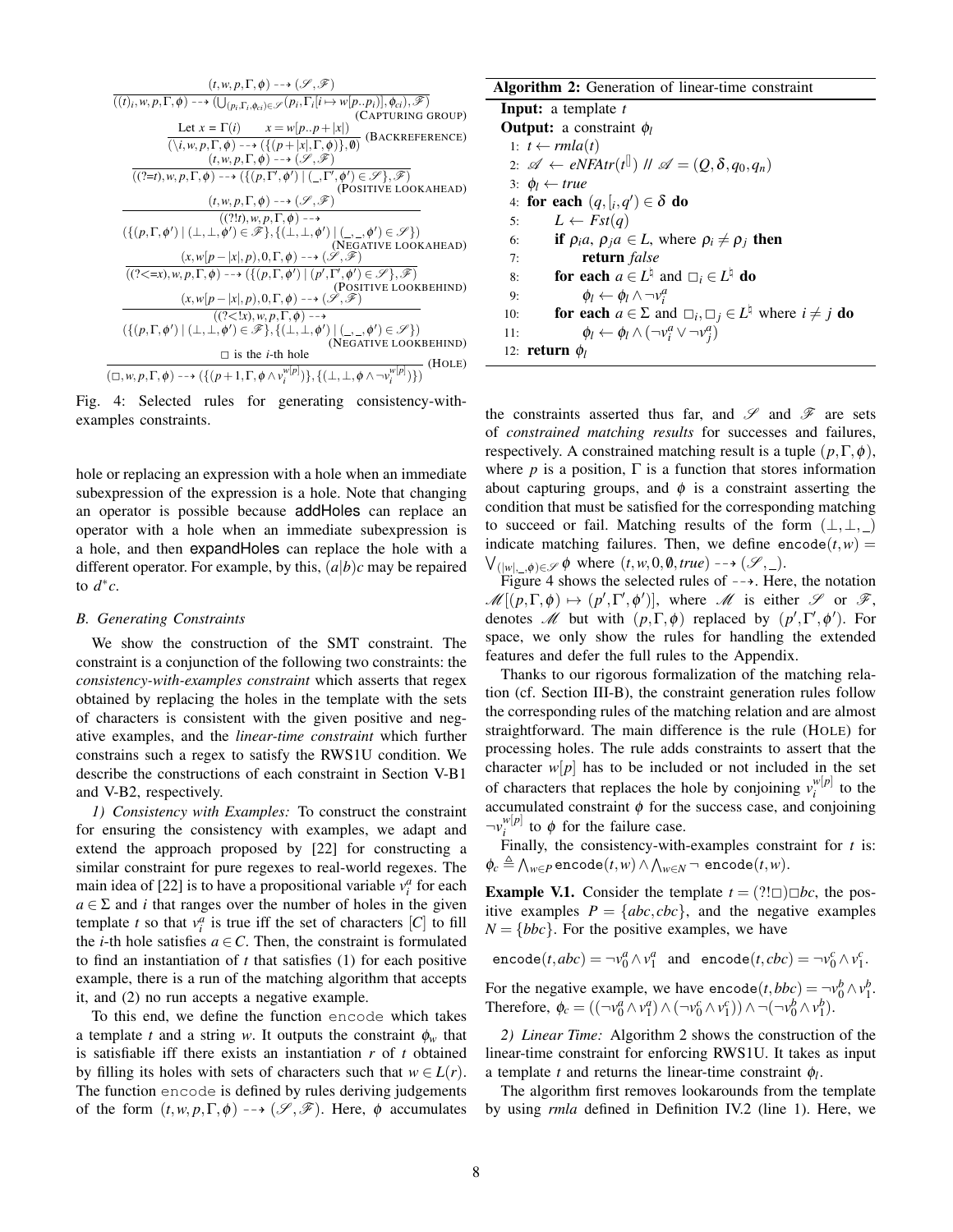$$\frac{(t,w,p,\Gamma,\phi) \dashrightarrow (\mathscr{S},\mathscr{F})}{((t)_i,w,p,\Gamma,\phi) \dashrightarrow (\bigcup_{(p_i,\Gamma_i,\phi_{ci})\in\mathscr{S}}(p_i,\Gamma_i[i\mapsto w[p..p_i)],\phi_{ci}),\mathscr{F})} \text{(CAPTURING GROUP)}$$

$$\frac{\text{Let } x=\Gamma(i) \qquad x=w[p..p+|x|)}{(\backslash i,w,p,\Gamma,\phi) \dashrightarrow (\{(p+|x|,\Gamma,\phi)\},\emptyset)} \text{(BACKREFERENCE)}$$

$$\frac{(t,w,p,\Gamma,\phi) \dashrightarrow (\mathscr{S},\mathscr{F})}{((?\!=\!t),w,p,\Gamma,\phi) \dashrightarrow (\{(p,\Gamma',\phi') \mid (\_,\Gamma',\phi')\in\mathscr{S}\},\mathscr{F})} \text{(POSITIVE LOOKAHEAD)}$$

$$\frac{(t,w,p,\Gamma,\phi) \dashrightarrow (\mathscr{S},\mathscr{F})}{\begin{array}{c}((?!t),w,p,\Gamma,\phi) \dashrightarrow \\ (\{(p,\Gamma,\phi') \mid (\bot,\bot,\phi')\in\mathscr{F}\},\{(\bot,\bot,\phi') \mid (\_,\_,\phi')\in\mathscr{S}\})\end{array}} \text{(NEGATIVE LOOKAHEAD)}$$

$$\frac{(x,w[p-|x|,p),0,\Gamma,\phi) \dashrightarrow (\mathscr{S},\mathscr{F})}{((?\!<\!=\!x),w,p,\Gamma,\phi) \dashrightarrow (\{(p,\Gamma,\phi') \mid (p',\Gamma',\phi')\in\mathscr{S}\},\mathscr{F})} \text{(POSITIVE LOOKBEHIND)}$$

$$\frac{(x,w[p-|x|,p),0,\Gamma,\phi) \dashrightarrow (\mathscr{S},\mathscr{F})}{\begin{array}{c}((?\!<\!!x),w,p,\Gamma,\phi) \dashrightarrow \\ (\{(p,\Gamma,\phi') \mid (\bot,\bot,\phi')\in\mathscr{F}\},\{(\bot,\bot,\phi') \mid (\_,\_,\phi')\in\mathscr{S}\})\end{array}} \text{(NEGATIVE LOOKBEHIND)}$$

$$\frac{\square \text{ is the } i\text{-th hole}}{(\square,w,p,\Gamma,\phi) \dashrightarrow (\{(p+1,\Gamma,\phi\wedge v_i^{w[p]})\},\{(\bot,\bot,\phi\wedge\neg v_i^{w[p]})\})} \text{(HOLE)}$$

Fig. 4: Selected rules for generating consistency-with-examples constraints.

hole or replacing an expression with a hole when an immediate subexpression of the expression is a hole. Note that changing an operator is possible because addHoles can replace an operator with a hole when an immediate subexpression is a hole, and then expandHoles can replace the hole with a different operator. For example, by this, $(a|b)c$ may be repaired to $d^*c$.

### B. Generating Constraints

We show the construction of the SMT constraint. The constraint is a conjunction of the following two constraints: the *consistency-with-examples constraint* which asserts that regex obtained by replacing the holes in the template with the sets of characters is consistent with the given positive and negative examples, and the *linear-time constraint* which further constrains such a regex to satisfy the RWS1U condition. We describe the constructions of each constraint in Section V-B1 and V-B2, respectively.

*1) Consistency with Examples:* To construct the constraint for ensuring the consistency with examples, we adapt and extend the approach proposed by [22] for constructing a similar constraint for pure regexes to real-world regexes. The main idea of [22] is to have a propositional variable $v_i^a$ for each $a \in \Sigma$ and $i$ that ranges over the number of holes in the given template $t$ so that $v_i^a$ is true iff the set of characters $[C]$ to fill the $i$-th hole satisfies $a \in C$. Then, the constraint is formulated to find an instantiation of $t$ that satisfies (1) for each positive example, there is a run of the matching algorithm that accepts it, and (2) no run accepts a negative example.

To this end, we define the function encode which takes a template $t$ and a string $w$. It outputs the constraint $\phi_w$ that is satisfiable iff there exists an instantiation $r$ of $t$ obtained by filling its holes with sets of characters such that $w \in L(r)$. The function encode is defined by rules deriving judgements of the form $(t,w,p,\Gamma,\phi) \dashrightarrow (\mathscr{S},\mathscr{F})$. Here, $\phi$ accumulates the constraints asserted thus far, and $\mathscr{S}$ and $\mathscr{F}$ are sets of *constrained matching results* for successes and failures, respectively. A constrained matching result is a tuple $(p,\Gamma,\phi)$, where $p$ is a position, $\Gamma$ is a function that stores information about capturing groups, and $\phi$ is a constraint asserting the condition that must be satisfied for the corresponding matching to succeed or fail. Matching results of the form $(\bot,\bot,\_)$ indicate matching failures. Then, we define $\texttt{encode}(t,w) = \bigvee_{(|w|,\_,\phi)\in\mathscr{S}} \phi$ where $(t,w,0,\emptyset,\mathit{true}) \dashrightarrow (\mathscr{S},\_)$.

Figure 4 shows the selected rules of $\dashrightarrow$. Here, the notation $\mathscr{M}[(p,\Gamma,\phi) \mapsto (p',\Gamma',\phi')]$, where $\mathscr{M}$ is either $\mathscr{S}$ or $\mathscr{F}$, denotes $\mathscr{M}$ but with $(p,\Gamma,\phi)$ replaced by $(p',\Gamma',\phi')$. For space, we only show the rules for handling the extended features and defer the full rules to the Appendix.

Thanks to our rigorous formalization of the matching relation (cf. Section III-B), the constraint generation rules follow the corresponding rules of the matching relation and are almost straightforward. The main difference is the rule (HOLE) for processing holes. The rule adds constraints to assert that the character $w[p]$ has to be included or not included in the set of characters that replaces the hole by conjoining $v_i^{w[p]}$ to the accumulated constraint $\phi$ for the success case, and conjoining $\neg v_i^{w[p]}$ to $\phi$ for the failure case.

Finally, the consistency-with-examples constraint for $t$ is: $\phi_c \triangleq \bigwedge_{w\in P} \texttt{encode}(t,w) \wedge \bigwedge_{w\in N} \neg\, \texttt{encode}(t,w)$.

**Example V.1.** Consider the template $t = (?!\square)\square bc$, the positive examples $P = \{abc, cbc\}$, and the negative examples $N = \{bbc\}$. For the positive examples, we have

$$\texttt{encode}(t,abc) = \neg v_0^a \wedge v_1^a \quad \text{and} \quad \texttt{encode}(t,cbc) = \neg v_0^c \wedge v_1^c.$$

For the negative example, we have $\texttt{encode}(t,bbc) = \neg v_0^b \wedge v_1^b$. Therefore, $\phi_c = ((\neg v_0^a \wedge v_1^a) \wedge (\neg v_0^c \wedge v_1^c)) \wedge \neg(\neg v_0^b \wedge v_1^b)$.

*2) Linear Time:* Algorithm 2 shows the construction of the linear-time constraint for enforcing RWS1U. It takes as input a template $t$ and returns the linear-time constraint $\phi_l$.

The algorithm first removes lookarounds from the template by using *rmla* defined in Definition IV.2 (line 1). Here, we

**Algorithm 2:** Generation of linear-time constraint

**Input:** a template $t$
**Output:** a constraint $\phi_l$

```
1:  t ← rmla(t)
2:  𝒜 ← eNFAtr(t^[]) // 𝒜 = (Q, δ, q0, qn)
3:  φl ← true
4:  for each (q, [i, q') ∈ δ do
5:      L ← Fst(q)
6:      if ρi a, ρj a ∈ L, where ρi ≠ ρj then
7:          return false
8:      for each a ∈ L♮ and □i ∈ L♮ do
9:          φl ← φl ∧ ¬v_i^a
10:     for each a ∈ Σ and □i, □j ∈ L♮ where i ≠ j do
11:         φl ← φl ∧ (¬v_i^a ∨ ¬v_j^a)
12: return φl
```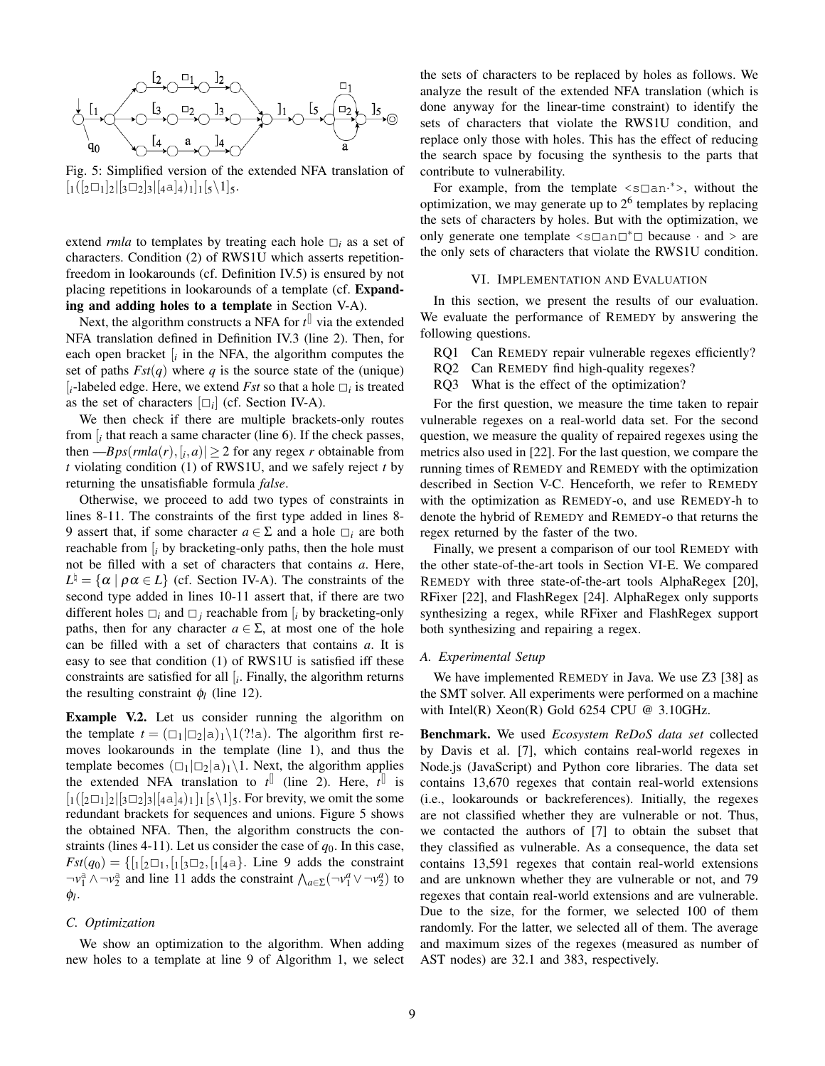Fig. 5: Simplified version of the extended NFA translation of $[_1([_2\square_1]_2|[_3\square_2]_3|[_4\mathtt{a}]_4)_1]_1[_5\backslash 1]_5$.

extend *rmla* to templates by treating each hole $\square_i$ as a set of characters. Condition (2) of RWS1U which asserts repetition-freedom in lookarounds (cf. Definition IV.5) is ensured by not placing repetitions in lookarounds of a template (cf. **Expanding and adding holes to a template** in Section V-A).

Next, the algorithm constructs a NFA for $t^{\natural}$ via the extended NFA translation defined in Definition IV.3 (line 2). Then, for each open bracket $[_i$ in the NFA, the algorithm computes the set of paths $Fst(q)$ where $q$ is the source state of the (unique) $[_i$-labeled edge. Here, we extend $Fst$ so that a hole $\square_i$ is treated as the set of characters $[\square_i]$ (cf. Section IV-A).

We then check if there are multiple brackets-only routes from $[_i$ that reach a same character (line 6). If the check passes, then —$Bps(rmla(r), [_i, a)| \geq 2$ for any regex $r$ obtainable from $t$ violating condition (1) of RWS1U, and we safely reject $t$ by returning the unsatisfiable formula *false*.

Otherwise, we proceed to add two types of constraints in lines 8-11. The constraints of the first type added in lines 8-9 assert that, if some character $a \in \Sigma$ and a hole $\square_i$ are both reachable from $[_i$ by bracketing-only paths, then the hole must not be filled with a set of characters that contains $a$. Here, $L^{\natural} = \{\alpha \mid \rho\alpha \in L\}$ (cf. Section IV-A). The constraints of the second type added in lines 10-11 assert that, if there are two different holes $\square_i$ and $\square_j$ reachable from $[_i$ by bracketing-only paths, then for any character $a \in \Sigma$, at most one of the hole can be filled with a set of characters that contains $a$. It is easy to see that condition (1) of RWS1U is satisfied iff these constraints are satisfied for all $[_i$. Finally, the algorithm returns the resulting constraint $\phi_l$ (line 12).

**Example V.2.** Let us consider running the algorithm on the template $t = (\square_1|\square_2|\mathtt{a})_1\backslash 1(?!\mathtt{a})$. The algorithm first removes lookarounds in the template (line 1), and thus the template becomes $(\square_1|\square_2|\mathtt{a})_1\backslash 1$. Next, the algorithm applies the extended NFA translation to $t^{\natural}$ (line 2). Here, $t^{\natural}$ is $[_1([_2\square_1]_2|[_3\square_2]_3|[_4\mathtt{a}]_4)_1]_1[_5\backslash 1]_5$. For brevity, we omit the some redundant brackets for sequences and unions. Figure 5 shows the obtained NFA. Then, the algorithm constructs the constraints (lines 4-11). Let us consider the case of $q_0$. In this case, $Fst(q_0) = \{[_1[_2\square_1, [_1[_3\square_2, [_1[_4\mathtt{a}\}$. Line 9 adds the constraint $\neg v_1^{\mathtt{a}} \wedge \neg v_2^{\mathtt{a}}$ and line 11 adds the constraint $\bigwedge_{a\in\Sigma}(\neg v_1^a \vee \neg v_2^a)$ to $\phi_l$.

### C. Optimization

We show an optimization to the algorithm. When adding new holes to a template at line 9 of Algorithm 1, we select the sets of characters to be replaced by holes as follows. We analyze the result of the extended NFA translation (which is done anyway for the linear-time constraint) to identify the sets of characters that violate the RWS1U condition, and replace only those with holes. This has the effect of reducing the search space by focusing the synthesis to the parts that contribute to vulnerability.

For example, from the template `<s□an·*>`, without the optimization, we may generate up to $2^6$ templates by replacing the sets of characters by holes. But with the optimization, we only generate one template `<s□an□*□` because $\cdot$ and $>$ are the only sets of characters that violate the RWS1U condition.

## VI. Implementation and Evaluation

In this section, we present the results of our evaluation. We evaluate the performance of REMEDY by answering the following questions.

- RQ1 Can REMEDY repair vulnerable regexes efficiently?
- RQ2 Can REMEDY find high-quality regexes?
- RQ3 What is the effect of the optimization?

For the first question, we measure the time taken to repair vulnerable regexes on a real-world data set. For the second question, we measure the quality of repaired regexes using the metrics also used in [22]. For the last question, we compare the running times of REMEDY and REMEDY with the optimization described in Section V-C. Henceforth, we refer to REMEDY with the optimization as REMEDY-o, and use REMEDY-h to denote the hybrid of REMEDY and REMEDY-o that returns the regex returned by the faster of the two.

Finally, we present a comparison of our tool REMEDY with the other state-of-the-art tools in Section VI-E. We compared REMEDY with three state-of-the-art tools AlphaRegex [20], RFixer [22], and FlashRegex [24]. AlphaRegex only supports synthesizing a regex, while RFixer and FlashRegex support both synthesizing and repairing a regex.

### A. Experimental Setup

We have implemented REMEDY in Java. We use Z3 [38] as the SMT solver. All experiments were performed on a machine with Intel(R) Xeon(R) Gold 6254 CPU @ 3.10GHz.

**Benchmark.** We used *Ecosystem ReDoS data set* collected by Davis et al. [7], which contains real-world regexes in Node.js (JavaScript) and Python core libraries. The data set contains 13,670 regexes that contain real-world extensions (i.e., lookarounds or backreferences). Initially, the regexes are not classified whether they are vulnerable or not. Thus, we contacted the authors of [7] to obtain the subset that they classified as vulnerable. As a consequence, the data set contains 13,591 regexes that contain real-world extensions and are unknown whether they are vulnerable or not, and 79 regexes that contain real-world extensions and are vulnerable. Due to the size, for the former, we selected 100 of them randomly. For the latter, we selected all of them. The average and maximum sizes of the regexes (measured as number of AST nodes) are 32.1 and 383, respectively.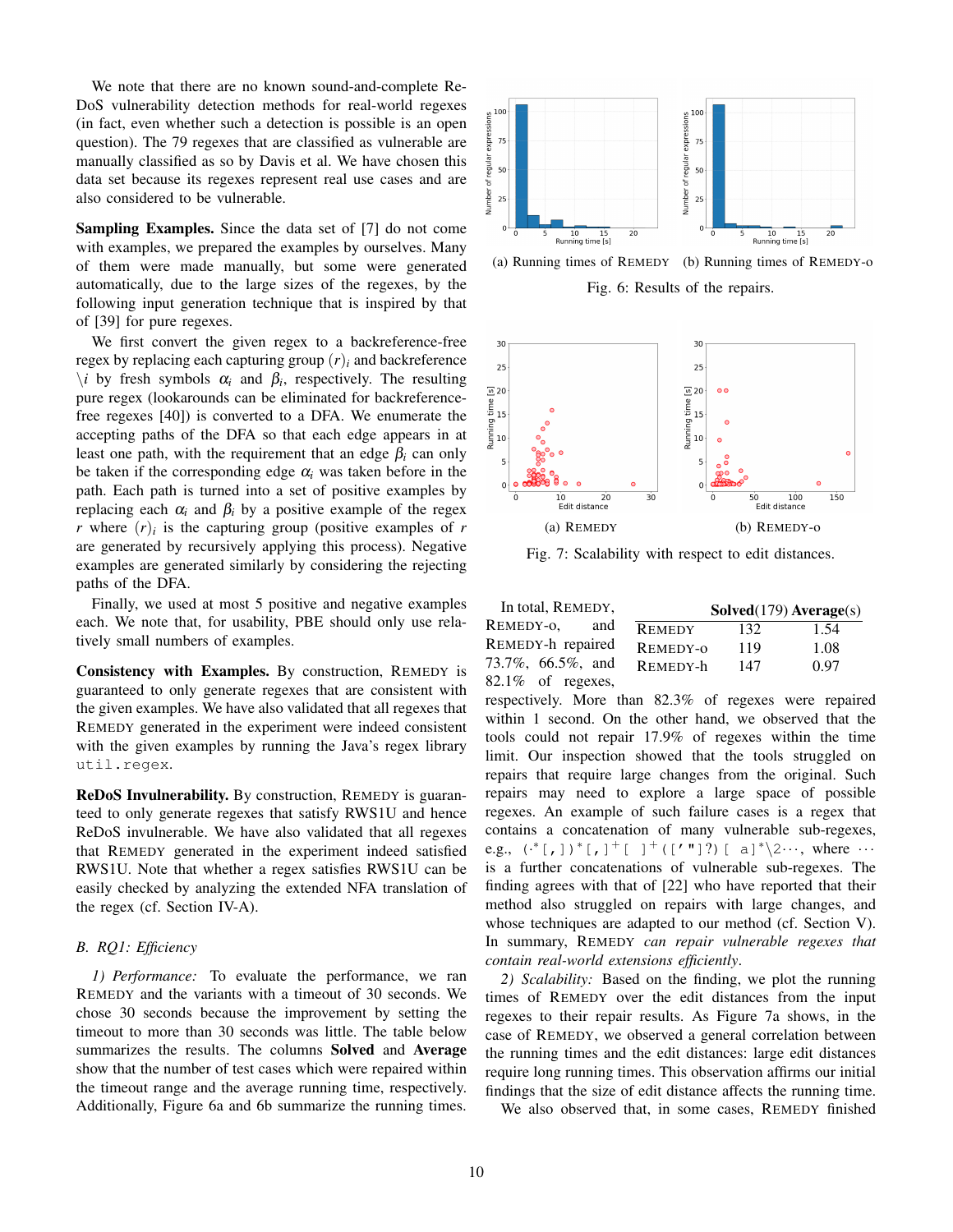We note that there are no known sound-and-complete ReDoS vulnerability detection methods for real-world regexes (in fact, even whether such a detection is possible is an open question). The 79 regexes that are classified as vulnerable are manually classified as so by Davis et al. We have chosen this data set because its regexes represent real use cases and are also considered to be vulnerable.

**Sampling Examples.** Since the data set of [7] do not come with examples, we prepared the examples by ourselves. Many of them were made manually, but some were generated automatically, due to the large sizes of the regexes, by the following input generation technique that is inspired by that of [39] for pure regexes.

We first convert the given regex to a backreference-free regex by replacing each capturing group $(r)_i$ and backreference $\backslash i$ by fresh symbols $\alpha_i$ and $\beta_i$, respectively. The resulting pure regex (lookarounds can be eliminated for backreference-free regexes [40]) is converted to a DFA. We enumerate the accepting paths of the DFA so that each edge appears in at least one path, with the requirement that an edge $\beta_i$ can only be taken if the corresponding edge $\alpha_i$ was taken before in the path. Each path is turned into a set of positive examples by replacing each $\alpha_i$ and $\beta_i$ by a positive example of the regex $r$ where $(r)_i$ is the capturing group (positive examples of $r$ are generated by recursively applying this process). Negative examples are generated similarly by considering the rejecting paths of the DFA.

Finally, we used at most 5 positive and negative examples each. We note that, for usability, PBE should only use relatively small numbers of examples.

**Consistency with Examples.** By construction, REMEDY is guaranteed to only generate regexes that are consistent with the given examples. We have also validated that all regexes that REMEDY generated in the experiment were indeed consistent with the given examples by running the Java's regex library `util.regex`.

**ReDoS Invulnerability.** By construction, REMEDY is guaranteed to only generate regexes that satisfy RWS1U and hence ReDoS invulnerable. We have also validated that all regexes that REMEDY generated in the experiment indeed satisfied RWS1U. Note that whether a regex satisfies RWS1U can be easily checked by analyzing the extended NFA translation of the regex (cf. Section IV-A).

### B. RQ1: Efficiency

*1) Performance:* To evaluate the performance, we ran REMEDY and the variants with a timeout of 30 seconds. We chose 30 seconds because the improvement by setting the timeout to more than 30 seconds was little. The table below summarizes the results. The columns **Solved** and **Average** show that the number of test cases which were repaired within the timeout range and the average running time, respectively. Additionally, Figure 6a and 6b summarize the running times.

(a) Running times of REMEDY (b) Running times of REMEDY-o

Fig. 6: Results of the repairs.

(a) REMEDY (b) REMEDY-o

Fig. 7: Scalability with respect to edit distances.

| | **Solved**(179) | **Average**(s) |
|---|---|---|
| REMEDY | 132 | 1.54 |
| REMEDY-o | 119 | 1.08 |
| REMEDY-h | 147 | 0.97 |

In total, REMEDY, REMEDY-o, and REMEDY-h repaired 73.7%, 66.5%, and 82.1% of regexes, respectively. More than 82.3% of regexes were repaired within 1 second. On the other hand, we observed that the tools could not repair 17.9% of regexes within the time limit. Our inspection showed that the tools struggled on repairs that require large changes from the original. Such repairs may need to explore a large space of possible regexes. An example of such failure cases is a regex that contains a concatenation of many vulnerable sub-regexes, e.g., `(.*[,])*[,]+[ ]+(['"]?)[ a]*\2···`, where ··· is a further concatenations of vulnerable sub-regexes. The finding agrees with that of [22] who have reported that their method also struggled on repairs with large changes, and whose techniques are adapted to our method (cf. Section V). In summary, REMEDY *can repair vulnerable regexes that contain real-world extensions efficiently*.

*2) Scalability:* Based on the finding, we plot the running times of REMEDY over the edit distances from the input regexes to their repair results. As Figure 7a shows, in the case of REMEDY, we observed a general correlation between the running times and the edit distances: large edit distances require long running times. This observation affirms our initial findings that the size of edit distance affects the running time.

We also observed that, in some cases, REMEDY finished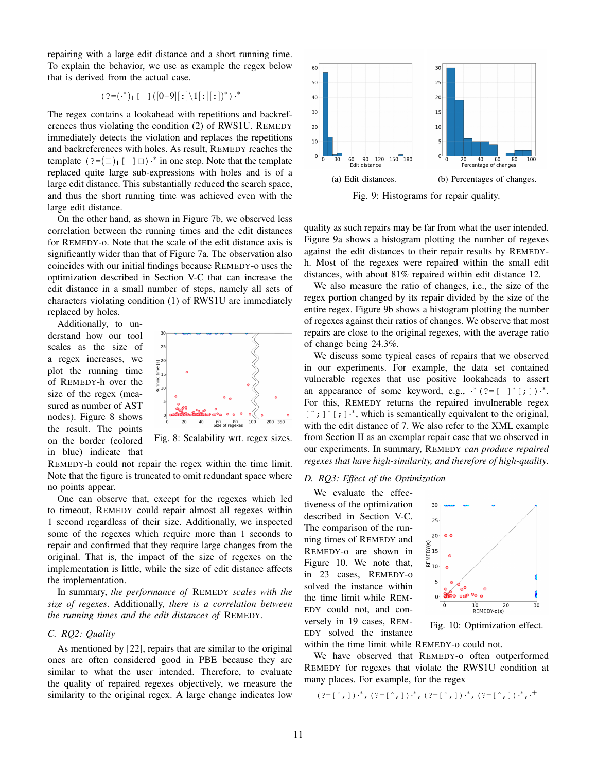repairing with a large edit distance and a short running time. To explain the behavior, we use as example the regex below that is derived from the actual case.

$$(?=(.^{*})_1[\ \ ]([0\text{–}9][:]\backslash 1[:][:])^{*}).^{*}$$

The regex contains a lookahead with repetitions and backreferences thus violating the condition (2) of RWS1U. REMEDY immediately detects the violation and replaces the repetitions and backreferences with holes. As result, REMEDY reaches the template $(?=(\square)_1[\ \ ]\square).^{*}$ in one step. Note that the template replaced quite large sub-expressions with holes and is of a large edit distance. This substantially reduced the search space, and thus the short running time was achieved even with the large edit distance.

On the other hand, as shown in Figure 7b, we observed less correlation between the running times and the edit distances for REMEDY-o. Note that the scale of the edit distance axis is significantly wider than that of Figure 7a. The observation also coincides with our initial findings because REMEDY-o uses the optimization described in Section V-C that can increase the edit distance in a small number of steps, namely all sets of characters violating condition (1) of RWS1U are immediately replaced by holes.

Additionally, to understand how our tool scales as the size of a regex increases, we plot the running time of REMEDY-h over the size of the regex (measured as number of AST nodes). Figure 8 shows the result. The points on the border (colored in blue) indicate that REMEDY-h could not repair the regex within the time limit. Note that the figure is truncated to omit redundant space where no points appear.

Fig. 8: Scalability wrt. regex sizes.

One can observe that, except for the regexes which led to timeout, REMEDY could repair almost all regexes within 1 second regardless of their size. Additionally, we inspected some of the regexes which require more than 1 seconds to repair and confirmed that they require large changes from the original. That is, the impact of the size of regexes on the implementation is little, while the size of edit distance affects the implementation.

In summary, *the performance of* REMEDY *scales with the size of regexes*. Additionally, *there is a correlation between the running times and the edit distances of* REMEDY.

### C. RQ2: Quality

As mentioned by [22], repairs that are similar to the original ones are often considered good in PBE because they are similar to what the user intended. Therefore, to evaluate the quality of repaired regexes objectively, we measure the similarity to the original regex. A large change indicates low quality as such repairs may be far from what the user intended. Figure 9a shows a histogram plotting the number of regexes against the edit distances to their repair results by REMEDY-h. Most of the regexes were repaired within the small edit distances, with about 81% repaired within edit distance 12.

(a) Edit distances. (b) Percentages of changes.

Fig. 9: Histograms for repair quality.

We also measure the ratio of changes, i.e., the size of the regex portion changed by its repair divided by the size of the entire regex. Figure 9b shows a histogram plotting the number of regexes against their ratios of changes. We observe that most repairs are close to the original regexes, with the average ratio of change being 24.3%.

We discuss some typical cases of repairs that we observed in our experiments. For example, the data set contained vulnerable regexes that use positive lookaheads to assert an appearance of some keyword, e.g., $.^{*}(?=[\ \ ]^{*}[;]).^{*}$. For this, REMEDY returns the repaired invulnerable regex $[\hat{}\,;]^{*}[;].^{*}$, which is semantically equivalent to the original, with the edit distance of 7. We also refer to the XML example from Section II as an exemplar repair case that we observed in our experiments. In summary, REMEDY *can produce repaired regexes that have high-similarity, and therefore of high-quality*.

### D. RQ3: Effect of the Optimization

We evaluate the effectiveness of the optimization described in Section V-C. The comparison of the running times of REMEDY and REMEDY-o are shown in Figure 10. We note that, in 23 cases, REMEDY-o solved the instance within the time limit while REMEDY could not, and conversely in 19 cases, REMEDY solved the instance within the time limit while REMEDY-o could not.

Fig. 10: Optimization effect.

We have observed that REMEDY-o often outperformed REMEDY for regexes that violate the RWS1U condition at many places. For example, for the regex

$$(?=[\hat{}\,,]).^{*},(?=[\hat{}\,,]).^{*},(?=[\hat{}\,,]).^{*},(?=[\hat{}\,,]).^{*},.^{+}$$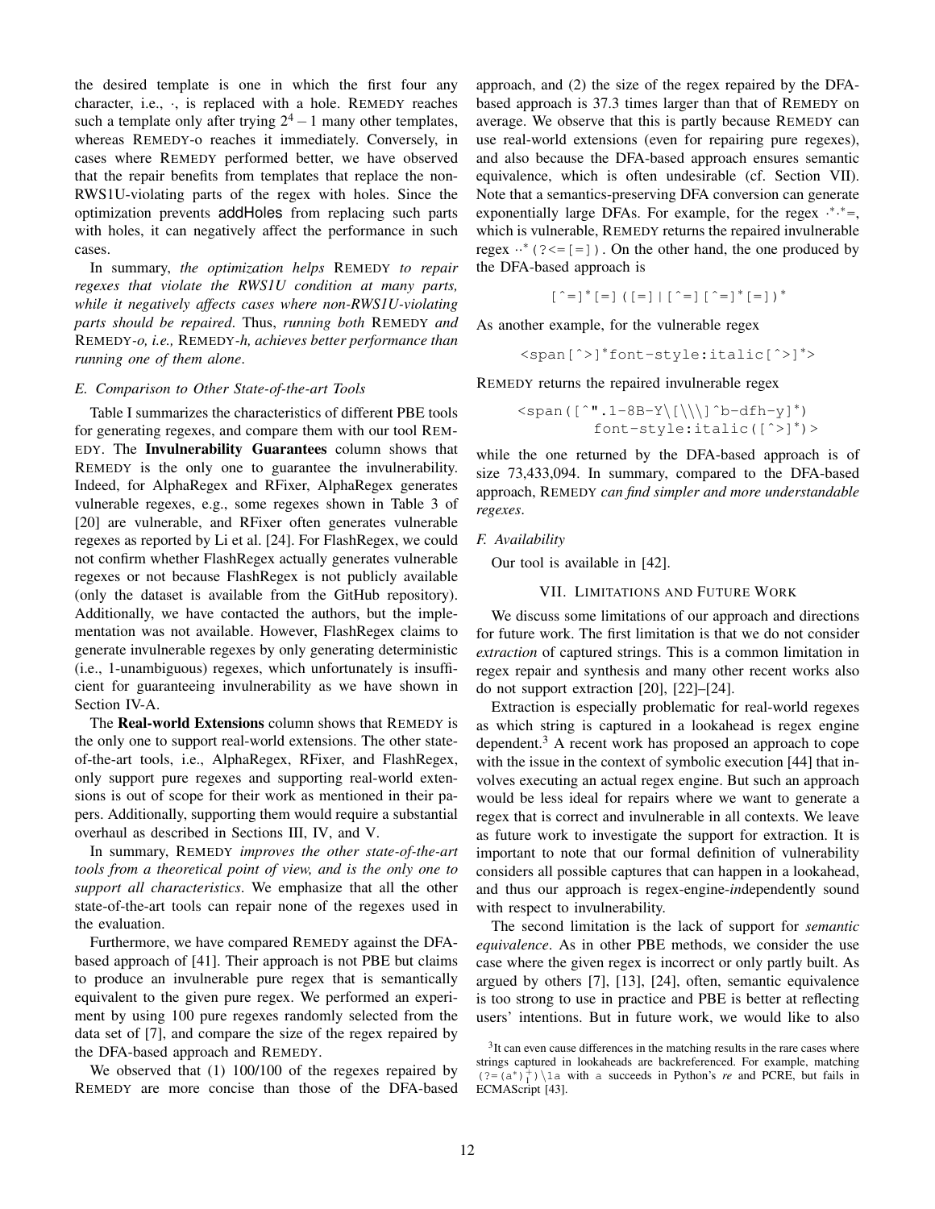the desired template is one in which the first four any character, i.e., $\cdot$, is replaced with a hole. REMEDY reaches such a template only after trying $2^4 - 1$ many other templates, whereas REMEDY-o reaches it immediately. Conversely, in cases where REMEDY performed better, we have observed that the repair benefits from templates that replace the non-RWS1U-violating parts of the regex with holes. Since the optimization prevents addHoles from replacing such parts with holes, it can negatively affect the performance in such cases.

In summary, *the optimization helps* REMEDY *to repair regexes that violate the RWS1U condition at many parts, while it negatively affects cases where non-RWS1U-violating parts should be repaired*. Thus, *running both* REMEDY *and* REMEDY*-o, i.e.,* REMEDY*-h, achieves better performance than running one of them alone*.

### E. Comparison to Other State-of-the-art Tools

Table I summarizes the characteristics of different PBE tools for generating regexes, and compare them with our tool REMEDY. The **Invulnerability Guarantees** column shows that REMEDY is the only one to guarantee the invulnerability. Indeed, for AlphaRegex and RFixer, AlphaRegex generates vulnerable regexes, e.g., some regexes shown in Table 3 of [20] are vulnerable, and RFixer often generates vulnerable regexes as reported by Li et al. [24]. For FlashRegex, we could not confirm whether FlashRegex actually generates vulnerable regexes or not because FlashRegex is not publicly available (only the dataset is available from the GitHub repository). Additionally, we have contacted the authors, but the implementation was not available. However, FlashRegex claims to generate invulnerable regexes by only generating deterministic (i.e., 1-unambiguous) regexes, which unfortunately is insufficient for guaranteeing invulnerability as we have shown in Section IV-A.

The **Real-world Extensions** column shows that REMEDY is the only one to support real-world extensions. The other state-of-the-art tools, i.e., AlphaRegex, RFixer, and FlashRegex, only support pure regexes and supporting real-world extensions is out of scope for their work as mentioned in their papers. Additionally, supporting them would require a substantial overhaul as described in Sections III, IV, and V.

In summary, REMEDY *improves the other state-of-the-art tools from a theoretical point of view, and is the only one to support all characteristics*. We emphasize that all the other state-of-the-art tools can repair none of the regexes used in the evaluation.

Furthermore, we have compared REMEDY against the DFA-based approach of [41]. Their approach is not PBE but claims to produce an invulnerable pure regex that is semantically equivalent to the given pure regex. We performed an experiment by using 100 pure regexes randomly selected from the data set of [7], and compare the size of the regex repaired by the DFA-based approach and REMEDY.

We observed that (1) 100/100 of the regexes repaired by REMEDY are more concise than those of the DFA-based approach, and (2) the size of the regex repaired by the DFA-based approach is 37.3 times larger than that of REMEDY on average. We observe that this is partly because REMEDY can use real-world extensions (even for repairing pure regexes), and also because the DFA-based approach ensures semantic equivalence, which is often undesirable (cf. Section VII). Note that a semantics-preserving DFA conversion can generate exponentially large DFAs. For example, for the regex $\cdot^*\cdot^*=$, which is vulnerable, REMEDY returns the repaired invulnerable regex $\cdot\cdot^*$`(?<=[=])`. On the other hand, the one produced by the DFA-based approach is

$$[\hat{}=]^*[=]([=]|[\hat{}=][\hat{}=]^*[=])^*$$

As another example, for the vulnerable regex

```
<span[^>]*font-style:italic[^>]*>
```

REMEDY returns the repaired invulnerable regex

```
<span([^".1-8B-Y\[\\\]^b-dfh-y]*)
        font-style:italic([^>]*)>
```

while the one returned by the DFA-based approach is of size 73,433,094. In summary, compared to the DFA-based approach, REMEDY *can find simpler and more understandable regexes*.

### F. Availability

Our tool is available in [42].

## VII. LIMITATIONS AND FUTURE WORK

We discuss some limitations of our approach and directions for future work. The first limitation is that we do not consider *extraction* of captured strings. This is a common limitation in regex repair and synthesis and many other recent works also do not support extraction [20], [22]–[24].

Extraction is especially problematic for real-world regexes as which string is captured in a lookahead is regex engine dependent.[3] A recent work has proposed an approach to cope with the issue in the context of symbolic execution [44] that involves executing an actual regex engine. But such an approach would be less ideal for repairs where we want to generate a regex that is correct and invulnerable in all contexts. We leave as future work to investigate the support for extraction. It is important to note that our formal definition of vulnerability considers all possible captures that can happen in a lookahead, and thus our approach is regex-engine-*in*dependently sound with respect to invulnerability.

The second limitation is the lack of support for *semantic equivalence*. As in other PBE methods, we consider the use case where the given regex is incorrect or only partly built. As argued by others [7], [13], [24], often, semantic equivalence is too strong to use in practice and PBE is better at reflecting users' intentions. But in future work, we would like to also

[3] It can even cause differences in the matching results in the rare cases where strings captured in lookaheads are backreferenced. For example, matching $(?=(a^*)_1^+)\backslash 1a$ with a succeeds in Python's *re* and PCRE, but fails in ECMAScript [43].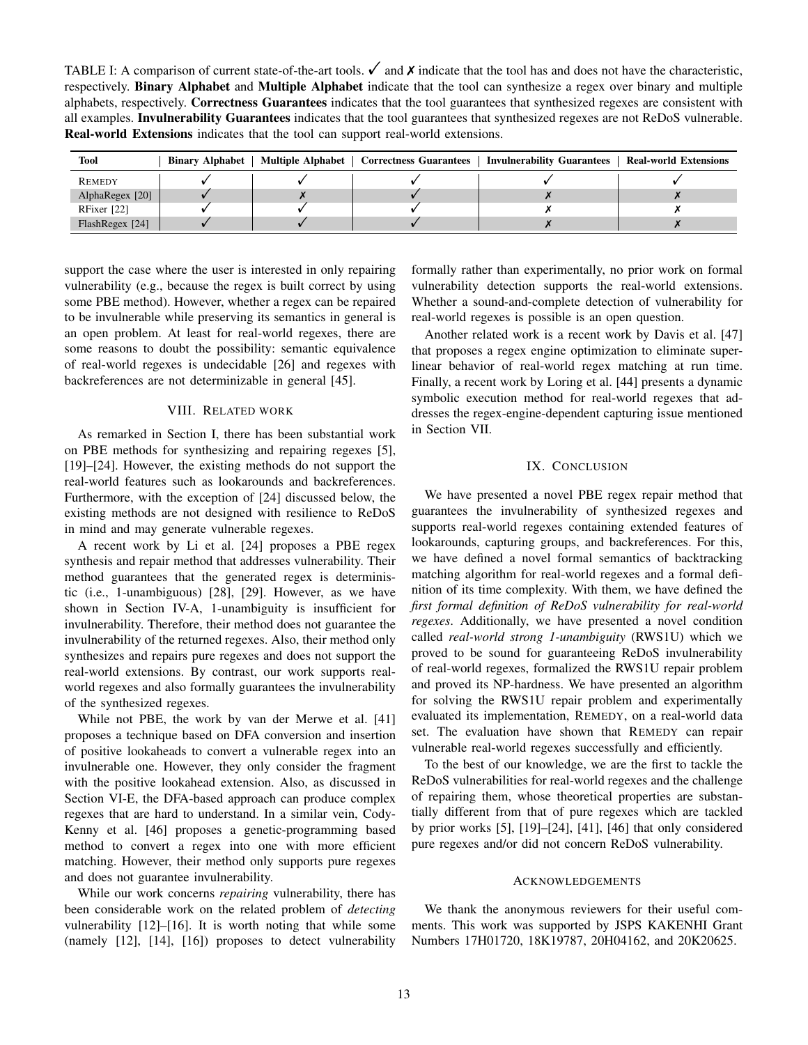TABLE I: A comparison of current state-of-the-art tools. ✓ and ✗ indicate that the tool has and does not have the characteristic, respectively. **Binary Alphabet** and **Multiple Alphabet** indicate that the tool can synthesize a regex over binary and multiple alphabets, respectively. **Correctness Guarantees** indicates that the tool guarantees that synthesized regexes are consistent with all examples. **Invulnerability Guarantees** indicates that the tool guarantees that synthesized regexes are not ReDoS vulnerable. **Real-world Extensions** indicates that the tool can support real-world extensions.

| Tool | Binary Alphabet | Multiple Alphabet | Correctness Guarantees | Invulnerability Guarantees | Real-world Extensions |
|---|---|---|---|---|---|
| REMEDY | ✓ | ✓ | ✓ | ✓ | ✓ |
| AlphaRegex [20] | ✓ | ✗ | ✓ | ✗ | ✗ |
| RFixer [22] | ✓ | ✓ | ✓ | ✗ | ✗ |
| FlashRegex [24] | ✓ | ✓ | ✓ | ✗ | ✗ |

support the case where the user is interested in only repairing vulnerability (e.g., because the regex is built correct by using some PBE method). However, whether a regex can be repaired to be invulnerable while preserving its semantics in general is an open problem. At least for real-world regexes, there are some reasons to doubt the possibility: semantic equivalence of real-world regexes is undecidable [26] and regexes with backreferences are not determinizable in general [45].

## VIII. Related work

As remarked in Section I, there has been substantial work on PBE methods for synthesizing and repairing regexes [5], [19]–[24]. However, the existing methods do not support the real-world features such as lookarounds and backreferences. Furthermore, with the exception of [24] discussed below, the existing methods are not designed with resilience to ReDoS in mind and may generate vulnerable regexes.

A recent work by Li et al. [24] proposes a PBE regex synthesis and repair method that addresses vulnerability. Their method guarantees that the generated regex is deterministic (i.e., 1-unambiguous) [28], [29]. However, as we have shown in Section IV-A, 1-unambiguity is insufficient for invulnerability. Therefore, their method does not guarantee the invulnerability of the returned regexes. Also, their method only synthesizes and repairs pure regexes and does not support the real-world extensions. By contrast, our work supports real-world regexes and also formally guarantees the invulnerability of the synthesized regexes.

While not PBE, the work by van der Merwe et al. [41] proposes a technique based on DFA conversion and insertion of positive lookaheads to convert a vulnerable regex into an invulnerable one. However, they only consider the fragment with the positive lookahead extension. Also, as discussed in Section VI-E, the DFA-based approach can produce complex regexes that are hard to understand. In a similar vein, Cody-Kenny et al. [46] proposes a genetic-programming based method to convert a regex into one with more efficient matching. However, their method only supports pure regexes and does not guarantee invulnerability.

While our work concerns *repairing* vulnerability, there has been considerable work on the related problem of *detecting* vulnerability [12]–[16]. It is worth noting that while some (namely [12], [14], [16]) proposes to detect vulnerability formally rather than experimentally, no prior work on formal vulnerability detection supports the real-world extensions. Whether a sound-and-complete detection of vulnerability for real-world regexes is possible is an open question.

Another related work is a recent work by Davis et al. [47] that proposes a regex engine optimization to eliminate super-linear behavior of real-world regex matching at run time. Finally, a recent work by Loring et al. [44] presents a dynamic symbolic execution method for real-world regexes that addresses the regex-engine-dependent capturing issue mentioned in Section VII.

## IX. Conclusion

We have presented a novel PBE regex repair method that guarantees the invulnerability of synthesized regexes and supports real-world regexes containing extended features of lookarounds, capturing groups, and backreferences. For this, we have defined a novel formal semantics of backtracking matching algorithm for real-world regexes and a formal definition of its time complexity. With them, we have defined the *first formal definition of ReDoS vulnerability for real-world regexes*. Additionally, we have presented a novel condition called *real-world strong 1-unambiguity* (RWS1U) which we proved to be sound for guaranteeing ReDoS invulnerability of real-world regexes, formalized the RWS1U repair problem and proved its NP-hardness. We have presented an algorithm for solving the RWS1U repair problem and experimentally evaluated its implementation, REMEDY, on a real-world data set. The evaluation have shown that REMEDY can repair vulnerable real-world regexes successfully and efficiently.

To the best of our knowledge, we are the first to tackle the ReDoS vulnerabilities for real-world regexes and the challenge of repairing them, whose theoretical properties are substantially different from that of pure regexes which are tackled by prior works [5], [19]–[24], [41], [46] that only considered pure regexes and/or did not concern ReDoS vulnerability.

## Acknowledgements

We thank the anonymous reviewers for their useful comments. This work was supported by JSPS KAKENHI Grant Numbers 17H01720, 18K19787, 20H04162, and 20K20625.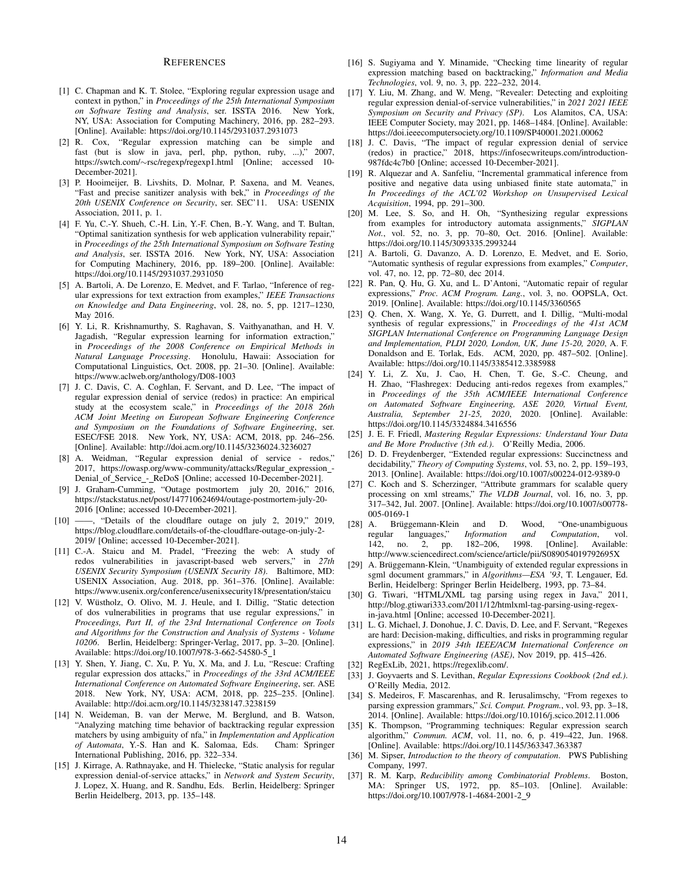# References

[1] C. Chapman and K. T. Stolee, "Exploring regular expression usage and context in python," in *Proceedings of the 25th International Symposium on Software Testing and Analysis*, ser. ISSTA 2016. New York, NY, USA: Association for Computing Machinery, 2016, pp. 282–293. [Online]. Available: https://doi.org/10.1145/2931037.2931073

[2] R. Cox, "Regular expression matching can be simple and fast (but is slow in java, perl, php, python, ruby, ...)," 2007, https://swtch.com/∼rsc/regexp/regexp1.html [Online; accessed 10-December-2021].

[3] P. Hooimeijer, B. Livshits, D. Molnar, P. Saxena, and M. Veanes, "Fast and precise sanitizer analysis with bek," in *Proceedings of the 20th USENIX Conference on Security*, ser. SEC'11. USA: USENIX Association, 2011, p. 1.

[4] F. Yu, C.-Y. Shueh, C.-H. Lin, Y.-F. Chen, B.-Y. Wang, and T. Bultan, "Optimal sanitization synthesis for web application vulnerability repair," in *Proceedings of the 25th International Symposium on Software Testing and Analysis*, ser. ISSTA 2016. New York, NY, USA: Association for Computing Machinery, 2016, pp. 189–200. [Online]. Available: https://doi.org/10.1145/2931037.2931050

[5] A. Bartoli, A. De Lorenzo, E. Medvet, and F. Tarlao, "Inference of regular expressions for text extraction from examples," *IEEE Transactions on Knowledge and Data Engineering*, vol. 28, no. 5, pp. 1217–1230, May 2016.

[6] Y. Li, R. Krishnamurthy, S. Raghavan, S. Vaithyanathan, and H. V. Jagadish, "Regular expression learning for information extraction," in *Proceedings of the 2008 Conference on Empirical Methods in Natural Language Processing*. Honolulu, Hawaii: Association for Computational Linguistics, Oct. 2008, pp. 21–30. [Online]. Available: https://www.aclweb.org/anthology/D08-1003

[7] J. C. Davis, C. A. Coghlan, F. Servant, and D. Lee, "The impact of regular expression denial of service (redos) in practice: An empirical study at the ecosystem scale," in *Proceedings of the 2018 26th ACM Joint Meeting on European Software Engineering Conference and Symposium on the Foundations of Software Engineering*, ser. ESEC/FSE 2018. New York, NY, USA: ACM, 2018, pp. 246–256. [Online]. Available: http://doi.acm.org/10.1145/3236024.3236027

[8] A. Weidman, "Regular expression denial of service - redos," 2017, https://owasp.org/www-community/attacks/Regular_expression_-Denial_of_Service_-_ReDoS [Online; accessed 10-December-2021].

[9] J. Graham-Cumming, "Outage postmortem july 20, 2016," 2016, https://stackstatus.net/post/147710624694/outage-postmortem-july-20-2016 [Online; accessed 10-December-2021].

[10] ——, "Details of the cloudflare outage on july 2, 2019," 2019, https://blog.cloudflare.com/details-of-the-cloudflare-outage-on-july-2-2019/ [Online; accessed 10-December-2021].

[11] C.-A. Staicu and M. Pradel, "Freezing the web: A study of redos vulnerabilities in javascript-based web servers," in *27th USENIX Security Symposium (USENIX Security 18)*. Baltimore, MD: USENIX Association, Aug. 2018, pp. 361–376. [Online]. Available: https://www.usenix.org/conference/usenixsecurity18/presentation/staicu

[12] V. Wüstholz, O. Olivo, M. J. Heule, and I. Dillig, "Static detection of dos vulnerabilities in programs that use regular expressions," in *Proceedings, Part II, of the 23rd International Conference on Tools and Algorithms for the Construction and Analysis of Systems - Volume 10206*. Berlin, Heidelberg: Springer-Verlag, 2017, pp. 3–20. [Online]. Available: https://doi.org/10.1007/978-3-662-54580-5_1

[13] Y. Shen, Y. Jiang, C. Xu, P. Yu, X. Ma, and J. Lu, "Rescue: Crafting regular expression dos attacks," in *Proceedings of the 33rd ACM/IEEE International Conference on Automated Software Engineering*, ser. ASE 2018. New York, NY, USA: ACM, 2018, pp. 225–235. [Online]. Available: http://doi.acm.org/10.1145/3238147.3238159

[14] N. Weideman, B. van der Merwe, M. Berglund, and B. Watson, "Analyzing matching time behavior of backtracking regular expression matchers by using ambiguity of nfa," in *Implementation and Application of Automata*, Y.-S. Han and K. Salomaa, Eds. Cham: Springer International Publishing, 2016, pp. 322–334.

[15] J. Kirrage, A. Rathnayake, and H. Thielecke, "Static analysis for regular expression denial-of-service attacks," in *Network and System Security*, J. Lopez, X. Huang, and R. Sandhu, Eds. Berlin, Heidelberg: Springer Berlin Heidelberg, 2013, pp. 135–148.

[16] S. Sugiyama and Y. Minamide, "Checking time linearity of regular expression matching based on backtracking," *Information and Media Technologies*, vol. 9, no. 3, pp. 222–232, 2014.

[17] Y. Liu, M. Zhang, and W. Meng, "Revealer: Detecting and exploiting regular expression denial-of-service vulnerabilities," in *2021 2021 IEEE Symposium on Security and Privacy (SP)*. Los Alamitos, CA, USA: IEEE Computer Society, may 2021, pp. 1468–1484. [Online]. Available: https://doi.ieeecomputersociety.org/10.1109/SP40001.2021.00062

[18] J. C. Davis, "The impact of regular expression denial of service (redos) in practice," 2018, https://infosecwriteups.com/introduction-987fdc4c7b0 [Online; accessed 10-December-2021].

[19] R. Alquezar and A. Sanfeliu, "Incremental grammatical inference from positive and negative data using unbiased finite state automata," in *In Proceedings of the ACL'02 Workshop on Unsupervised Lexical Acquisition*, 1994, pp. 291–300.

[20] M. Lee, S. So, and H. Oh, "Synthesizing regular expressions from examples for introductory automata assignments," *SIGPLAN Not.*, vol. 52, no. 3, pp. 70–80, Oct. 2016. [Online]. Available: https://doi.org/10.1145/3093335.2993244

[21] A. Bartoli, G. Davanzo, A. D. Lorenzo, E. Medvet, and E. Sorio, "Automatic synthesis of regular expressions from examples," *Computer*, vol. 47, no. 12, pp. 72–80, dec 2014.

[22] R. Pan, Q. Hu, G. Xu, and L. D'Antoni, "Automatic repair of regular expressions," *Proc. ACM Program. Lang.*, vol. 3, no. OOPSLA, Oct. 2019. [Online]. Available: https://doi.org/10.1145/3360565

[23] Q. Chen, X. Wang, X. Ye, G. Durrett, and I. Dillig, "Multi-modal synthesis of regular expressions," in *Proceedings of the 41st ACM SIGPLAN International Conference on Programming Language Design and Implementation, PLDI 2020, London, UK, June 15-20, 2020*, A. F. Donaldson and E. Torlak, Eds. ACM, 2020, pp. 487–502. [Online]. Available: https://doi.org/10.1145/3385412.3385988

[24] Y. Li, Z. Xu, J. Cao, H. Chen, T. Ge, S.-C. Cheung, and H. Zhao, "Flashregex: Deducing anti-redos regexes from examples," in *Proceedings of the 35th ACM/IEEE International Conference on Automated Software Engineering, ASE 2020, Virtual Event, Australia, September 21-25, 2020*, 2020. [Online]. Available: https://doi.org/10.1145/3324884.3416556

[25] J. E. F. Friedl, *Mastering Regular Expressions: Understand Your Data and Be More Productive (3th ed.)*. O'Reilly Media, 2006.

[26] D. D. Freydenberger, "Extended regular expressions: Succinctness and decidability," *Theory of Computing Systems*, vol. 53, no. 2, pp. 159–193, 2013. [Online]. Available: https://doi.org/10.1007/s00224-012-9389-0

[27] C. Koch and S. Scherzinger, "Attribute grammars for scalable query processing on xml streams," *The VLDB Journal*, vol. 16, no. 3, pp. 317–342, Jul. 2007. [Online]. Available: https://doi.org/10.1007/s00778-005-0169-1

[28] A. Brüggemann-Klein and D. Wood, "One-unambiguous regular languages," *Information and Computation*, vol. 142, no. 2, pp. 182–206, 1998. [Online]. Available: http://www.sciencedirect.com/science/article/pii/S089054019792695X

[29] A. Brüggemann-Klein, "Unambiguity of extended regular expressions in sgml document grammars," in *Algorithms—ESA '93*, T. Lengauer, Ed. Berlin, Heidelberg: Springer Berlin Heidelberg, 1993, pp. 73–84.

[30] G. Tiwari, "HTML/XML tag parsing using regex in Java," 2011, http://blog.gtiwari333.com/2011/12/htmlxml-tag-parsing-using-regex-in-java.html [Online; accessed 10-December-2021].

[31] L. G. Michael, J. Donohue, J. C. Davis, D. Lee, and F. Servant, "Regexes are hard: Decision-making, difficulties, and risks in programming regular expressions," in *2019 34th IEEE/ACM International Conference on Automated Software Engineering (ASE)*, Nov 2019, pp. 415–426.

[32] RegExLib, 2021, https://regexlib.com/.

[33] J. Goyvaerts and S. Levithan, *Regular Expressions Cookbook (2nd ed.)*. O'Reilly Media, 2012.

[34] S. Medeiros, F. Mascarenhas, and R. Ierusalimschy, "From regexes to parsing expression grammars," *Sci. Comput. Program.*, vol. 93, pp. 3–18, 2014. [Online]. Available: https://doi.org/10.1016/j.scico.2012.11.006

[35] K. Thompson, "Programming techniques: Regular expression search algorithm," *Commun. ACM*, vol. 11, no. 6, p. 419–422, Jun. 1968. [Online]. Available: https://doi.org/10.1145/363347.363387

[36] M. Sipser, *Introduction to the theory of computation*. PWS Publishing Company, 1997.

[37] R. M. Karp, *Reducibility among Combinatorial Problems*. Boston, MA: Springer US, 1972, pp. 85–103. [Online]. Available: https://doi.org/10.1007/978-1-4684-2001-2_9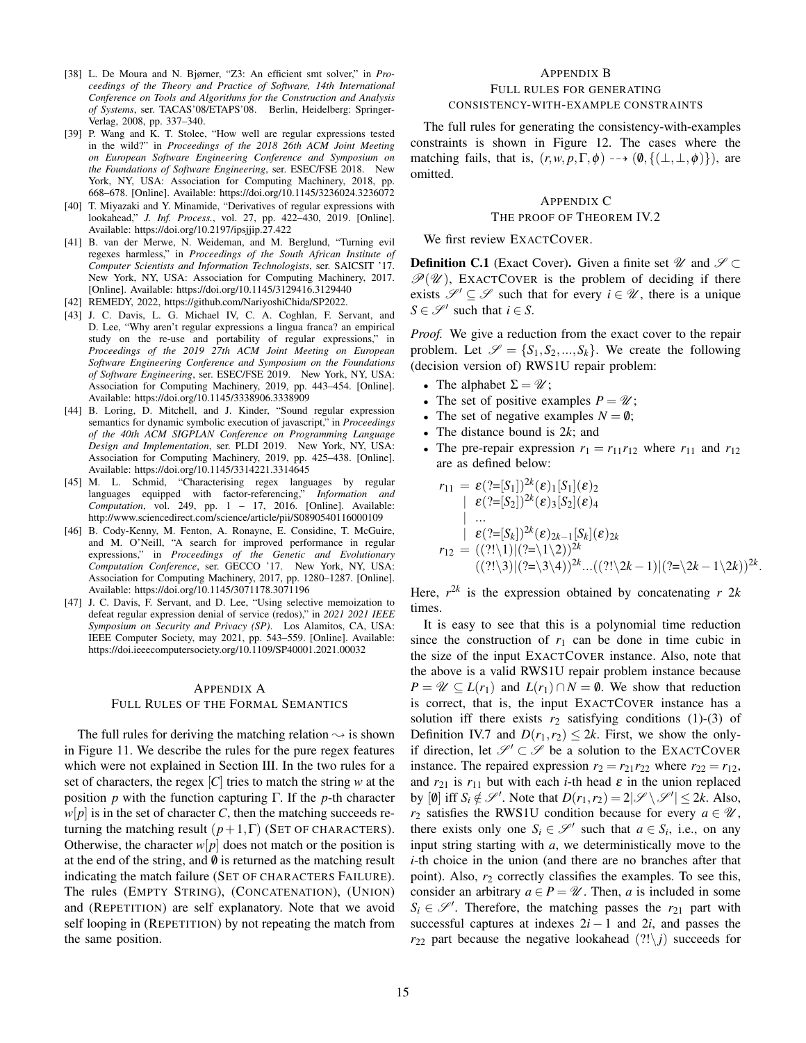[38] L. De Moura and N. Bjørner, "Z3: An efficient smt solver," in *Proceedings of the Theory and Practice of Software, 14th International Conference on Tools and Algorithms for the Construction and Analysis of Systems*, ser. TACAS'08/ETAPS'08. Berlin, Heidelberg: Springer-Verlag, 2008, pp. 337–340.

[39] P. Wang and K. T. Stolee, "How well are regular expressions tested in the wild?" in *Proceedings of the 2018 26th ACM Joint Meeting on European Software Engineering Conference and Symposium on the Foundations of Software Engineering*, ser. ESEC/FSE 2018. New York, NY, USA: Association for Computing Machinery, 2018, pp. 668–678. [Online]. Available: https://doi.org/10.1145/3236024.3236072

[40] T. Miyazaki and Y. Minamide, "Derivatives of regular expressions with lookahead," *J. Inf. Process.*, vol. 27, pp. 422–430, 2019. [Online]. Available: https://doi.org/10.2197/ipsjjip.27.422

[41] B. van der Merwe, N. Weideman, and M. Berglund, "Turning evil regexes harmless," in *Proceedings of the South African Institute of Computer Scientists and Information Technologists*, ser. SAICSIT '17. New York, NY, USA: Association for Computing Machinery, 2017. [Online]. Available: https://doi.org/10.1145/3129416.3129440

[42] REMEDY, 2022, https://github.com/NariyoshiChida/SP2022.

[43] J. C. Davis, L. G. Michael IV, C. A. Coghlan, F. Servant, and D. Lee, "Why aren't regular expressions a lingua franca? an empirical study on the re-use and portability of regular expressions," in *Proceedings of the 2019 27th ACM Joint Meeting on European Software Engineering Conference and Symposium on the Foundations of Software Engineering*, ser. ESEC/FSE 2019. New York, NY, USA: Association for Computing Machinery, 2019, pp. 443–454. [Online]. Available: https://doi.org/10.1145/3338906.3338909

[44] B. Loring, D. Mitchell, and J. Kinder, "Sound regular expression semantics for dynamic symbolic execution of javascript," in *Proceedings of the 40th ACM SIGPLAN Conference on Programming Language Design and Implementation*, ser. PLDI 2019. New York, NY, USA: Association for Computing Machinery, 2019, pp. 425–438. [Online]. Available: https://doi.org/10.1145/3314221.3314645

[45] M. L. Schmid, "Characterising regex languages by regular languages equipped with factor-referencing," *Information and Computation*, vol. 249, pp. 1 – 17, 2016. [Online]. Available: http://www.sciencedirect.com/science/article/pii/S0890540116000109

[46] B. Cody-Kenny, M. Fenton, A. Ronayne, E. Considine, T. McGuire, and M. O'Neill, "A search for improved performance in regular expressions," in *Proceedings of the Genetic and Evolutionary Computation Conference*, ser. GECCO '17. New York, NY, USA: Association for Computing Machinery, 2017, pp. 1280–1287. [Online]. Available: https://doi.org/10.1145/3071178.3071196

[47] J. C. Davis, F. Servant, and D. Lee, "Using selective memoization to defeat regular expression denial of service (redos)," in *2021 2021 IEEE Symposium on Security and Privacy (SP)*. Los Alamitos, CA, USA: IEEE Computer Society, may 2021, pp. 543–559. [Online]. Available: https://doi.ieeecomputersociety.org/10.1109/SP40001.2021.00032

## Appendix A
## Full Rules of the Formal Semantics

The full rules for deriving the matching relation $\leadsto$ is shown in Figure 11. We describe the rules for the pure regex features which were not explained in Section III. In the two rules for a set of characters, the regex $[C]$ tries to match the string $w$ at the position $p$ with the function capturing $\Gamma$. If the $p$-th character $w[p]$ is in the set of character $C$, then the matching succeeds returning the matching result $(p+1,\Gamma)$ (Set of Characters). Otherwise, the character $w[p]$ does not match or the position is at the end of the string, and $\emptyset$ is returned as the matching result indicating the match failure (Set of Characters Failure). The rules (Empty String), (Concatenation), (Union) and (Repetition) are self explanatory. Note that we avoid self looping in (Repetition) by not repeating the match from the same position.

## Appendix B
## Full rules for generating consistency-with-example constraints

The full rules for generating the consistency-with-examples constraints is shown in Figure 12. The cases where the matching fails, that is, $(r,w,p,\Gamma,\phi) \dashrightarrow (\emptyset,\{(\bot,\bot,\phi)\})$, are omitted.

## Appendix C
## The proof of Theorem IV.2

We first review ExactCover.

**Definition C.1** (Exact Cover)**.** Given a finite set $\mathscr{U}$ and $\mathscr{S} \subset \mathscr{P}(\mathscr{U})$, ExactCover is the problem of deciding if there exists $\mathscr{S}' \subseteq \mathscr{S}$ such that for every $i \in \mathscr{U}$, there is a unique $S \in \mathscr{S}'$ such that $i \in S$.

*Proof.* We give a reduction from the exact cover to the repair problem. Let $\mathscr{S} = \{S_1, S_2, ..., S_k\}$. We create the following (decision version of) RWS1U repair problem:

- The alphabet $\Sigma = \mathscr{U}$;
- The set of positive examples $P = \mathscr{U}$;
- The set of negative examples $N = \emptyset$;
- The distance bound is $2k$; and
- The pre-repair expression $r_1 = r_{11}r_{12}$ where $r_{11}$ and $r_{12}$ are as defined below:

$$
\begin{aligned}
r_{11} \;=\; & \varepsilon(?{=}[S_1])^{2k}(\varepsilon)_1[S_1](\varepsilon)_2 \\
\mid\; & \varepsilon(?{=}[S_2])^{2k}(\varepsilon)_3[S_2](\varepsilon)_4 \\
\mid\; & ... \\
\mid\; & \varepsilon(?{=}[S_k])^{2k}(\varepsilon)_{2k-1}[S_k](\varepsilon)_{2k} \\
r_{12} \;=\; & ((?!\backslash 1)|(?{=}\backslash 1\backslash 2))^{2k} \\
& ((?!\backslash 3)|(?{=}\backslash 3\backslash 4))^{2k}...((?!\backslash 2k-1)|(?{=}\backslash 2k-1\backslash 2k))^{2k}.
\end{aligned}
$$

Here, $r^{2k}$ is the expression obtained by concatenating $r$ $2k$ times.

It is easy to see that this is a polynomial time reduction since the construction of $r_1$ can be done in time cubic in the size of the input ExactCover instance. Also, note that the above is a valid RWS1U repair problem instance because $P = \mathscr{U} \subseteq L(r_1)$ and $L(r_1) \cap N = \emptyset$. We show that reduction is correct, that is, the input ExactCover instance has a solution iff there exists $r_2$ satisfying conditions (1)-(3) of Definition IV.7 and $D(r_1,r_2) \leq 2k$. First, we show the only-if direction, let $\mathscr{S}' \subset \mathscr{S}$ be a solution to the ExactCover instance. The repaired expression $r_2 = r_{21}r_{22}$ where $r_{22} = r_{12}$, and $r_{21}$ is $r_{11}$ but with each $i$-th head $\varepsilon$ in the union replaced by $[\emptyset]$ iff $S_i \notin \mathscr{S}'$. Note that $D(r_1,r_2) = 2|\mathscr{S} \setminus \mathscr{S}'| \leq 2k$. Also, $r_2$ satisfies the RWS1U condition because for every $a \in \mathscr{U}$, there exists only one $S_i \in \mathscr{S}'$ such that $a \in S_i$, i.e., on any input string starting with $a$, we deterministically move to the $i$-th choice in the union (and there are no branches after that point). Also, $r_2$ correctly classifies the examples. To see this, consider an arbitrary $a \in P = \mathscr{U}$. Then, $a$ is included in some $S_i \in \mathscr{S}'$. Therefore, the matching passes the $r_{21}$ part with successful captures at indexes $2i-1$ and $2i$, and passes the $r_{22}$ part because the negative lookahead $(?!\backslash j)$ succeeds for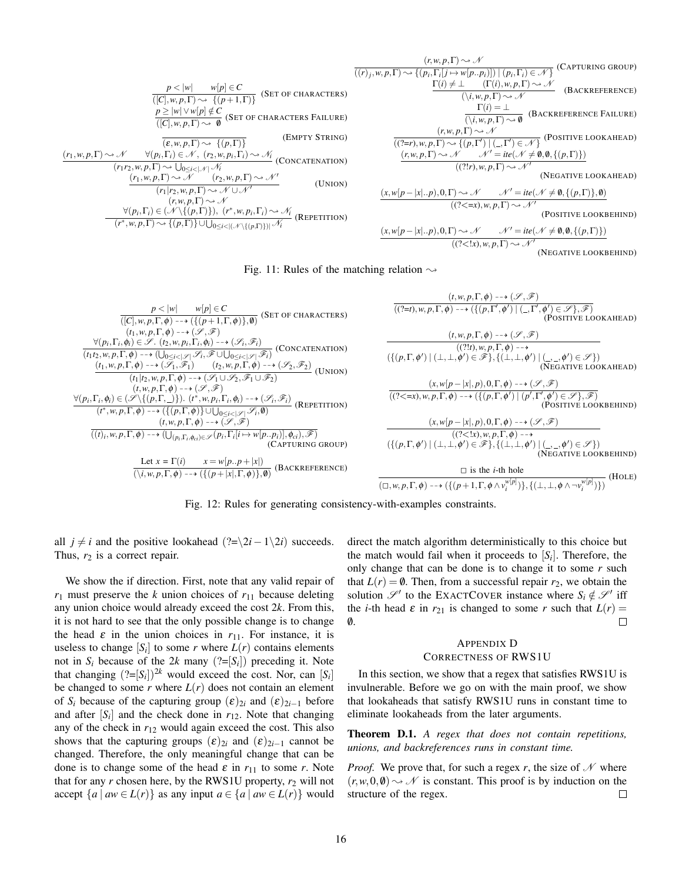$$\frac{p < |w| \qquad w[p] \in C}{([C], w, p, \Gamma) \rightsquigarrow \{(p+1, \Gamma)\}} \text{ (SET OF CHARACTERS)}$$

$$\frac{p \geq |w| \vee w[p] \notin C}{([C], w, p, \Gamma) \rightsquigarrow \emptyset} \text{ (SET OF CHARACTERS FAILURE)}$$

$$\frac{}{(\varepsilon, w, p, \Gamma) \rightsquigarrow \{(p, \Gamma)\}} \text{ (EMPTY STRING)}$$

$$\frac{(r_1, w, p, \Gamma) \rightsquigarrow \mathcal{N} \qquad \forall (p_i, \Gamma_i) \in \mathcal{N},\ (r_2, w, p_i, \Gamma_i) \rightsquigarrow \mathcal{N}_i}{(r_1 r_2, w, p, \Gamma) \rightsquigarrow \bigcup_{0 \leq i < |\mathcal{N}|} \mathcal{N}_i} \text{ (CONCATENATION)}$$

$$\frac{(r_1, w, p, \Gamma) \rightsquigarrow \mathcal{N} \qquad (r_2, w, p, \Gamma) \rightsquigarrow \mathcal{N}'}{(r_1 | r_2, w, p, \Gamma) \rightsquigarrow \mathcal{N} \cup \mathcal{N}'} \text{ (UNION)}$$

$$\frac{(r, w, p, \Gamma) \rightsquigarrow \mathcal{N} \qquad \forall (p_i, \Gamma_i) \in (\mathcal{N} \setminus \{(p, \Gamma)\}),\ (r^*, w, p_i, \Gamma_i) \rightsquigarrow \mathcal{N}_i}{(r^*, w, p, \Gamma) \rightsquigarrow \{(p, \Gamma)\} \cup \bigcup_{0 \leq i < |(\mathcal{N} \setminus \{(p, \Gamma)\})|} \mathcal{N}_i} \text{ (REPETITION)}$$

$$\frac{(r, w, p, \Gamma) \rightsquigarrow \mathcal{N}}{((r)_j, w, p, \Gamma) \rightsquigarrow \{(p_i, \Gamma_i[j \mapsto w[p..p_i]]) \mid (p_i, \Gamma_i) \in \mathcal{N}\}} \text{ (CAPTURING GROUP)}$$

$$\frac{\Gamma(i) \neq \bot \qquad (\Gamma(i), w, p, \Gamma) \rightsquigarrow \mathcal{N}}{(\backslash i, w, p, \Gamma) \rightsquigarrow \mathcal{N}} \text{ (BACKREFERENCE)}$$

$$\frac{\Gamma(i) = \bot}{(\backslash i, w, p, \Gamma) \rightsquigarrow \emptyset} \text{ (BACKREFERENCE FAILURE)}$$

$$\frac{(r, w, p, \Gamma) \rightsquigarrow \mathcal{N}}{((?{=}r), w, p, \Gamma) \rightsquigarrow \{(p, \Gamma') \mid (\_, \Gamma') \in \mathcal{N}\}} \text{ (POSITIVE LOOKAHEAD)}$$

$$\frac{(r, w, p, \Gamma) \rightsquigarrow \mathcal{N} \qquad \mathcal{N}' = ite(\mathcal{N} \neq \emptyset, \emptyset, \{(p, \Gamma)\})}{((?!r), w, p, \Gamma) \rightsquigarrow \mathcal{N}'} \text{ (NEGATIVE LOOKAHEAD)}$$

$$\frac{(x, w[p-|x|..p), 0, \Gamma) \rightsquigarrow \mathcal{N} \qquad \mathcal{N}' = ite(\mathcal{N} \neq \emptyset, \{(p, \Gamma)\}, \emptyset)}{((?{<=}x), w, p, \Gamma) \rightsquigarrow \mathcal{N}'} \text{ (POSITIVE LOOKBEHIND)}$$

$$\frac{(x, w[p-|x|..p), 0, \Gamma) \rightsquigarrow \mathcal{N} \qquad \mathcal{N}' = ite(\mathcal{N} \neq \emptyset, \emptyset, \{(p, \Gamma)\})}{((?{<!}x), w, p, \Gamma) \rightsquigarrow \mathcal{N}'} \text{ (NEGATIVE LOOKBEHIND)}$$

Fig. 11: Rules of the matching relation $\rightsquigarrow$

$$\frac{p < |w| \qquad w[p] \in C}{([C], w, p, \Gamma, \phi) \dashrightarrow (\{(p+1, \Gamma, \phi)\}, \emptyset)} \text{ (SET OF CHARACTERS)}$$

$$\frac{(t_1, w, p, \Gamma, \phi) \dashrightarrow (\mathscr{S}, \mathscr{F}) \qquad \forall (p_i, \Gamma_i, \phi_i) \in \mathscr{S}.\ (t_2, w, p_i, \Gamma_i, \phi_i) \dashrightarrow (\mathscr{S}_i, \mathscr{F}_i)}{(t_1 t_2, w, p, \Gamma, \phi) \dashrightarrow (\bigcup_{0 \leq i < |\mathscr{S}|} \mathscr{S}_i, \mathscr{F} \cup \bigcup_{0 \leq i < |\mathscr{S}|} \mathscr{F}_i)} \text{ (CONCATENATION)}$$

$$\frac{(t_1, w, p, \Gamma, \phi) \dashrightarrow (\mathscr{S}_1, \mathscr{F}_1) \qquad (t_2, w, p, \Gamma, \phi) \dashrightarrow (\mathscr{S}_2, \mathscr{F}_2)}{(t_1 | t_2, w, p, \Gamma, \phi) \dashrightarrow (\mathscr{S}_1 \cup \mathscr{S}_2, \mathscr{F}_1 \cup \mathscr{F}_2)} \text{ (UNION)}$$

$$\frac{(t, w, p, \Gamma, \phi) \dashrightarrow (\mathscr{S}, \mathscr{F}) \qquad \forall (p_i, \Gamma_i, \phi_i) \in (\mathscr{S} \setminus \{(p, \Gamma, \_)\}).\ (t^*, w, p_i, \Gamma_i, \phi_i) \dashrightarrow (\mathscr{S}_i, \mathscr{F}_i)}{(t^*, w, p, \Gamma, \phi) \dashrightarrow (\{(p, \Gamma, \phi)\} \cup \bigcup_{0 \leq i < |\mathscr{S}|} \mathscr{S}_i, \emptyset)} \text{ (REPETITION)}$$

$$\frac{(t, w, p, \Gamma, \phi) \dashrightarrow (\mathscr{S}, \mathscr{F})}{((t)_i, w, p, \Gamma, \phi) \dashrightarrow (\bigcup_{(p_i, \Gamma_i, \phi_{ci}) \in \mathscr{S}} (p_i, \Gamma_i[i \mapsto w[p..p_i)], \phi_{ci}), \mathscr{F})} \text{ (CAPTURING GROUP)}$$

$$\frac{\text{Let } x = \Gamma(i) \qquad x = w[p..p+|x|)}{(\backslash i, w, p, \Gamma, \phi) \dashrightarrow (\{(p+|x|, \Gamma, \phi)\}, \emptyset)} \text{ (BACKREFERENCE)}$$

$$\frac{(t, w, p, \Gamma, \phi) \dashrightarrow (\mathscr{S}, \mathscr{F})}{((?{=}t), w, p, \Gamma, \phi) \dashrightarrow (\{(p, \Gamma', \phi') \mid (\_, \Gamma', \phi') \in \mathscr{S}\}, \mathscr{F})} \text{ (POSITIVE LOOKAHEAD)}$$

$$\frac{(t, w, p, \Gamma, \phi) \dashrightarrow (\mathscr{S}, \mathscr{F})}{((?!t), w, p, \Gamma, \phi) \dashrightarrow (\{(p, \Gamma, \phi') \mid (\bot, \bot, \phi') \in \mathscr{F}\}, \{(\bot, \bot, \phi') \mid (\_, \_, \phi') \in \mathscr{S}\})} \text{ (NEGATIVE LOOKAHEAD)}$$

$$\frac{(x, w[p-|x|, p), 0, \Gamma, \phi) \dashrightarrow (\mathscr{S}, \mathscr{F})}{((?{<=}x), w, p, \Gamma, \phi) \dashrightarrow (\{(p, \Gamma, \phi') \mid (p', \Gamma', \phi') \in \mathscr{S}\}, \mathscr{F})} \text{ (POSITIVE LOOKBEHIND)}$$

$$\frac{(x, w[p-|x|, p), 0, \Gamma, \phi) \dashrightarrow (\mathscr{S}, \mathscr{F})}{((?{<!}x), w, p, \Gamma, \phi) \dashrightarrow (\{(p, \Gamma, \phi') \mid (\bot, \bot, \phi') \in \mathscr{F}\}, \{(\bot, \bot, \phi') \mid (\_, \_, \phi') \in \mathscr{S}\})} \text{ (NEGATIVE LOOKBEHIND)}$$

$$\frac{\square \text{ is the } i\text{-th hole}}{(\square, w, p, \Gamma, \phi) \dashrightarrow (\{(p+1, \Gamma, \phi \wedge v_i^{w[p]})\}, \{(\bot, \bot, \phi \wedge \neg v_i^{w[p]})\})} \text{ (HOLE)}$$

Fig. 12: Rules for generating consistency-with-examples constraints.

all $j \neq i$ and the positive lookahead $(?{=}\backslash 2i-1 \backslash 2i)$ succeeds. Thus, $r_2$ is a correct repair.

We show the if direction. First, note that any valid repair of $r_1$ must preserve the $k$ union choices of $r_{11}$ because deleting any union choice would already exceed the cost $2k$. From this, it is not hard to see that the only possible change is to change the head $\varepsilon$ in the union choices in $r_{11}$. For instance, it is useless to change $[S_i]$ to some $r$ where $L(r)$ contains elements not in $S_i$ because of the $2k$ many $(?{=}[S_i])$ preceding it. Note that changing $(?{=}[S_i])^{2k}$ would exceed the cost. Nor, can $[S_i]$ be changed to some $r$ where $L(r)$ does not contain an element of $S_i$ because of the capturing group $(\varepsilon)_{2i}$ and $(\varepsilon)_{2i-1}$ before and after $[S_i]$ and the check done in $r_{12}$. Note that changing any of the check in $r_{12}$ would again exceed the cost. This also shows that the capturing groups $(\varepsilon)_{2i}$ and $(\varepsilon)_{2i-1}$ cannot be changed. Therefore, the only meaningful change that can be done is to change some of the head $\varepsilon$ in $r_{11}$ to some $r$. Note that for any $r$ chosen here, by the RWS1U property, $r_2$ will not accept $\{a \mid aw \in L(r)\}$ as any input $a \in \{a \mid aw \in L(r)\}$ would direct the match algorithm deterministically to this choice but the match would fail when it proceeds to $[S_i]$. Therefore, the only change that can be done is to change it to some $r$ such that $L(r) = \emptyset$. Then, from a successful repair $r_2$, we obtain the solution $\mathscr{S}'$ to the EXACTCOVER instance where $S_i \notin \mathscr{S}'$ iff the $i$-th head $\varepsilon$ in $r_{21}$ is changed to some $r$ such that $L(r) = \emptyset$. $\square$

## APPENDIX D
## CORRECTNESS OF RWS1U

In this section, we show that a regex that satisfies RWS1U is invulnerable. Before we go on with the main proof, we show that lookaheads that satisfy RWS1U runs in constant time to eliminate lookaheads from the later arguments.

**Theorem D.1.** *A regex that does not contain repetitions, unions, and backreferences runs in constant time.*

*Proof.* We prove that, for such a regex $r$, the size of $\mathcal{N}$ where $(r, w, 0, \emptyset) \rightsquigarrow \mathcal{N}$ is constant. This proof is by induction on the structure of the regex. $\square$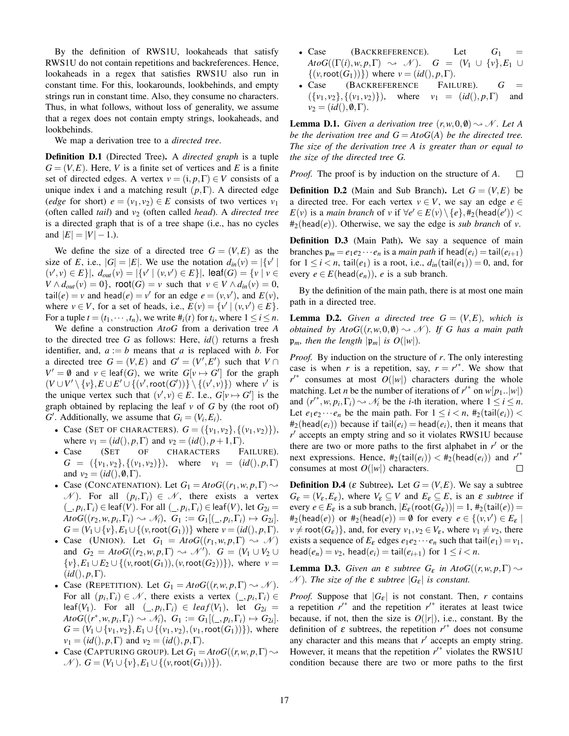By the definition of RWS1U, lookaheads that satisfy RWS1U do not contain repetitions and backreferences. Hence, lookaheads in a regex that satisfies RWS1U also run in constant time. For this, lookarounds, lookbehinds, and empty strings run in constant time. Also, they consume no characters. Thus, in what follows, without loss of generality, we assume that a regex does not contain empty strings, lookaheads, and lookbehinds.

We map a derivation tree to a *directed tree*.

**Definition D.1** (Directed Tree)**.** A *directed graph* is a tuple $G = (V,E)$. Here, $V$ is a finite set of vertices and $E$ is a finite set of directed edges. A vertex $v = (\mathrm{i}, p, \Gamma) \in V$ consists of a unique index i and a matching result $(p,\Gamma)$. A directed edge (*edge* for short) $e = (v_1, v_2) \in E$ consists of two vertices $v_1$ (often called *tail*) and $v_2$ (often called *head*). A *directed tree* is a directed graph that is of a tree shape (i.e., has no cycles and $|E| = |V| - 1$.).

We define the size of a directed tree $G = (V,E)$ as the size of $E$, i.e., $|G| = |E|$. We use the notation $d_{in}(v) = |\{v' \mid (v',v) \in E\}|$, $d_{out}(v) = |\{v' \mid (v,v') \in E\}|$, $\mathsf{leaf}(G) = \{v \mid v \in V \wedge d_{out}(v) = 0\}$, $\mathsf{root}(G) = v$ such that $v \in V \wedge d_{in}(v) = 0$, $\mathsf{tail}(e) = v$ and $\mathsf{head}(e) = v'$ for an edge $e = (v,v')$, and $E(v)$, where $v \in V$, for a set of heads, i.e., $E(v) = \{v' \mid (v,v') \in E\}$. For a tuple $t = (t_1, \cdots, t_n)$, we write $\#_i(t)$ for $t_i$, where $1 \le i \le n$.

We define a construction *AtoG* from a derivation tree $A$ to the directed tree $G$ as follows: Here, $id()$ returns a fresh identifier, and, $a := b$ means that $a$ is replaced with $b$. For a directed tree $G = (V,E)$ and $G' = (V',E')$ such that $V \cap V' = \emptyset$ and $v \in \mathsf{leaf}(G)$, we write $G[v \mapsto G']$ for the graph $(V \cup V' \setminus \{v\}, E \cup E' \cup \{(v', \mathsf{root}(G'))\} \setminus \{(v',v)\})$ where $v'$ is the unique vertex such that $(v',v) \in E$. I.e., $G[v \mapsto G']$ is the graph obtained by replacing the leaf $v$ of $G$ by (the root of) $G'$. Additionally, we assume that $G_i = (V_i, E_i)$.

- Case (SET OF CHARACTERS). $G = (\{v_1,v_2\}, \{(v_1,v_2)\})$, where $v_1 = (id(), p, \Gamma)$ and $v_2 = (id(), p+1, \Gamma)$.
- Case (SET OF CHARACTERS FAILURE). $G = (\{v_1,v_2\}, \{(v_1,v_2)\})$, where $v_1 = (id(), p, \Gamma)$ and $v_2 = (id(), \emptyset, \Gamma)$.
- Case (CONCATENATION). Let $G_1 = AtoG((r_1, w, p, \Gamma) \rightsquigarrow \mathcal{N})$. For all $(p_i, \Gamma_i) \in \mathcal{N}$, there exists a vertex $(\_, p_i, \Gamma_i) \in \mathsf{leaf}(V)$. For all $(\_, p_i, \Gamma_i) \in \mathsf{leaf}(V)$, let $G_{2i} = AtoG((r_2, w, p_i, \Gamma_i) \rightsquigarrow \mathcal{N}_i)$, $G_1 := G_1[(\_, p_i, \Gamma_i) \mapsto G_{2i}]$. $G = (V_1 \cup \{v\}, E_1 \cup \{(v, \mathsf{root}(G_1))\}$ where $v = (id(), p, \Gamma)$.
- Case (UNION). Let $G_1 = AtoG((r_1, w, p, \Gamma) \rightsquigarrow \mathcal{N})$ and $G_2 = AtoG((r_2, w, p, \Gamma) \rightsquigarrow \mathcal{N}')$. $G = (V_1 \cup V_2 \cup \{v\}, E_1 \cup E_2 \cup \{(v, \mathsf{root}(G_1)), (v, \mathsf{root}(G_2))\})$, where $v = (id(), p, \Gamma)$.
- Case (REPETITION). Let $G_1 = AtoG((r, w, p, \Gamma) \rightsquigarrow \mathcal{N})$. For all $(p_i, \Gamma_i) \in \mathcal{N}$, there exists a vertex $(\_, p_i, \Gamma_i) \in \mathsf{leaf}(V_1)$. For all $(\_, p_i, \Gamma_i) \in leaf(V_1)$, let $G_{2i} = AtoG((r^*, w, p_i, \Gamma_i) \rightsquigarrow \mathcal{N}_i)$, $G_1 := G_1[(\_, p_i, \Gamma_i) \mapsto G_{2i}]$. $G = (V_1 \cup \{v_1, v_2\}, E_1 \cup \{(v_1, v_2), (v_1, \mathsf{root}(G_1))\})$, where $v_1 = (id(), p, \Gamma)$ and $v_2 = (id(), p, \Gamma)$.
- Case (CAPTURING GROUP). Let $G_1 = AtoG((r, w, p, \Gamma) \rightsquigarrow \mathcal{N})$. $G = (V_1 \cup \{v\}, E_1 \cup \{(v, \mathsf{root}(G_1))\})$.
- Case (BACKREFERENCE). Let $G_1 = AtoG((\Gamma(i), w, p, \Gamma) \rightsquigarrow \mathcal{N})$. $G = (V_1 \cup \{v\}, E_1 \cup \{(v, \mathsf{root}(G_1))\})$ where $v = (id(), p, \Gamma)$.
- Case (BACKREFERENCE FAILURE). $G = (\{v_1, v_2\}, \{(v_1, v_2)\})$, where $v_1 = (id(), p, \Gamma)$ and $v_2 = (id(), \emptyset, \Gamma)$.

**Lemma D.1.** *Given a derivation tree $(r, w, 0, \emptyset) \rightsquigarrow \mathcal{N}$. Let $A$ be the derivation tree and $G = AtoG(A)$ be the directed tree. The size of the derivation tree $A$ is greater than or equal to the size of the directed tree $G$.*

*Proof.* The proof is by induction on the structure of $A$. □

**Definition D.2** (Main and Sub Branch)**.** Let $G = (V,E)$ be a directed tree. For each vertex $v \in V$, we say an edge $e \in E(v)$ is a *main branch* of $v$ if $\forall e' \in E(v) \setminus \{e\}, \#_2(\mathsf{head}(e')) < \#_2(\mathsf{head}(e))$. Otherwise, we say the edge is *sub branch* of $v$.

**Definition D.3** (Main Path)**.** We say a sequence of main branches $\mathfrak{p}_m = e_1 e_2 \cdots e_n$ is a *main path* if $\mathsf{head}(e_i) = \mathsf{tail}(e_{i+1})$ for $1 \le i < n$, $\mathsf{tail}(e_1)$ is a root, i.e., $d_{in}(\mathsf{tail}(e_1)) = 0$, and, for every $e \in E(\mathsf{head}(e_n))$, $e$ is a sub branch.

By the definition of the main path, there is at most one main path in a directed tree.

**Lemma D.2.** *Given a directed tree $G = (V,E)$, which is obtained by $AtoG((r, w, 0, \emptyset) \rightsquigarrow \mathcal{N})$. If $G$ has a main path $\mathfrak{p}_m$, then the length $|\mathfrak{p}_m|$ is $O(|w|)$.*

*Proof.* By induction on the structure of $r$. The only interesting case is when $r$ is a repetition, say, $r = r'^*$. We show that $r'^*$ consumes at most $O(|w|)$ characters during the whole matching. Let $n$ be the number of iterations of $r'^*$ on $w[p_1..|w|)$ and $(r'^*, w, p_i, \Gamma_i) \rightsquigarrow \mathcal{N}_i$ be the $i$-th iteration, where $1 \le i \le n$. Let $e_1 e_2 \cdots e_n$ be the main path. For $1 \le i < n$, $\#_2(\mathsf{tail}(e_i)) < \#_2(\mathsf{head}(e_i))$ because if $\mathsf{tail}(e_i) = \mathsf{head}(e_i)$, then it means that $r'$ accepts an empty string and so it violates RWS1U because there are two or more paths to the first alphabet in $r'$ or the next expressions. Hence, $\#_2(\mathsf{tail}(e_i)) < \#_2(\mathsf{head}(e_i))$ and $r'^*$ consumes at most $O(|w|)$ characters. □

**Definition D.4** ($\varepsilon$ Subtree)**.** Let $G = (V,E)$. We say a subtree $G_\varepsilon = (V_\varepsilon, E_\varepsilon)$, where $V_\varepsilon \subseteq V$ and $E_\varepsilon \subseteq E$, is an $\varepsilon$ *subtree* if every $e \in E_\varepsilon$ is a sub branch, $|E_\varepsilon(\mathsf{root}(G_\varepsilon))| = 1$, $\#_2(\mathsf{tail}(e)) = \#_2(\mathsf{head}(e))$ or $\#_2(\mathsf{head}(e)) = \emptyset$ for every $e \in \{(v,v') \in E_\varepsilon \mid v \ne \mathsf{root}(G_\varepsilon)\}$, and, for every $v_1, v_2 \in V_\varepsilon$, where $v_1 \ne v_2$, there exists a sequence of $E_\varepsilon$ edges $e_1 e_2 \cdots e_n$ such that $\mathsf{tail}(e_1) = v_1$, $\mathsf{head}(e_n) = v_2$, $\mathsf{head}(e_i) = \mathsf{tail}(e_{i+1})$ for $1 \le i < n$.

**Lemma D.3.** *Given an $\varepsilon$ subtree $G_\varepsilon$ in $AtoG((r, w, p, \Gamma) \rightsquigarrow \mathcal{N})$. The size of the $\varepsilon$ subtree $|G_\varepsilon|$ is constant.*

*Proof.* Suppose that $|G_\varepsilon|$ is not constant. Then, $r$ contains a repetition $r'^*$ and the repetition $r'^*$ iterates at least twice because, if not, then the size is $O(|r|)$, i.e., constant. By the definition of $\varepsilon$ subtrees, the repetition $r'^*$ does not consume any character and this means that $r'$ accepts an empty string. However, it means that the repetition $r'^*$ violates the RWS1U condition because there are two or more paths to the first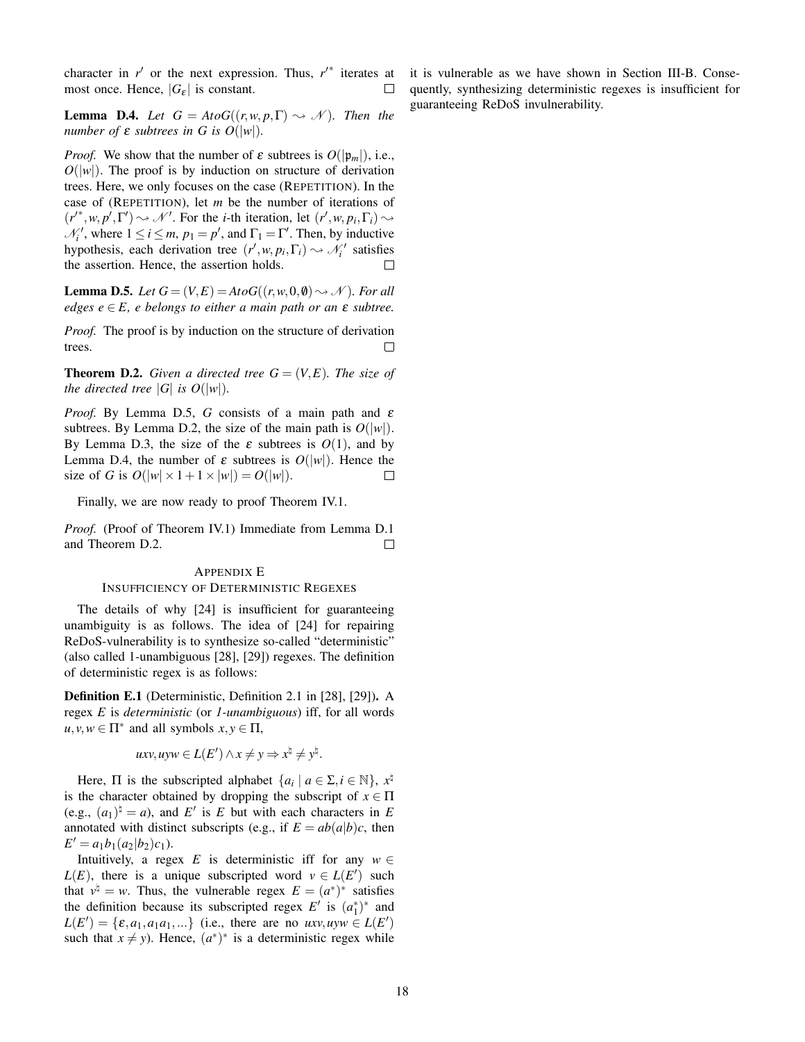character in $r'$ or the next expression. Thus, $r'^*$ iterates at most once. Hence, $|G_\varepsilon|$ is constant. □

**Lemma D.4.** *Let $G = AtoG((r,w,p,\Gamma) \rightsquigarrow \mathcal{N})$. Then the number of $\varepsilon$ subtrees in $G$ is $O(|w|)$.*

*Proof.* We show that the number of $\varepsilon$ subtrees is $O(|\mathfrak{p}_m|)$, i.e., $O(|w|)$. The proof is by induction on structure of derivation trees. Here, we only focuses on the case (REPETITION). In the case of (REPETITION), let $m$ be the number of iterations of $(r'^*, w, p', \Gamma') \rightsquigarrow \mathcal{N}'$. For the $i$-th iteration, let $(r', w, p_i, \Gamma_i) \rightsquigarrow \mathcal{N}_i'$, where $1 \leq i \leq m$, $p_1 = p'$, and $\Gamma_1 = \Gamma'$. Then, by inductive hypothesis, each derivation tree $(r', w, p_i, \Gamma_i) \rightsquigarrow \mathcal{N}_i'$ satisfies the assertion. Hence, the assertion holds. □

**Lemma D.5.** *Let $G = (V,E) = AtoG((r,w,0,\emptyset) \rightsquigarrow \mathcal{N})$. For all edges $e \in E$, $e$ belongs to either a main path or an $\varepsilon$ subtree.*

*Proof.* The proof is by induction on the structure of derivation trees. □

**Theorem D.2.** *Given a directed tree $G = (V,E)$. The size of the directed tree $|G|$ is $O(|w|)$.*

*Proof.* By Lemma D.5, $G$ consists of a main path and $\varepsilon$ subtrees. By Lemma D.2, the size of the main path is $O(|w|)$. By Lemma D.3, the size of the $\varepsilon$ subtrees is $O(1)$, and by Lemma D.4, the number of $\varepsilon$ subtrees is $O(|w|)$. Hence the size of $G$ is $O(|w| \times 1 + 1 \times |w|) = O(|w|)$. □

Finally, we are now ready to proof Theorem IV.1.

*Proof.* (Proof of Theorem IV.1) Immediate from Lemma D.1 and Theorem D.2. □

## APPENDIX E
## INSUFFICIENCY OF DETERMINISTIC REGEXES

The details of why [24] is insufficient for guaranteeing unambiguity is as follows. The idea of [24] for repairing ReDoS-vulnerability is to synthesize so-called "deterministic" (also called 1-unambiguous [28], [29]) regexes. The definition of deterministic regex is as follows:

**Definition E.1** (Deterministic, Definition 2.1 in [28], [29]). A regex $E$ is *deterministic* (or *1-unambiguous*) iff, for all words $u,v,w \in \Pi^*$ and all symbols $x,y \in \Pi$,

$$uxv, uyw \in L(E') \land x \neq y \Rightarrow x^\natural \neq y^\natural.$$

Here, $\Pi$ is the subscripted alphabet $\{a_i \mid a \in \Sigma, i \in \mathbb{N}\}$, $x^\natural$ is the character obtained by dropping the subscript of $x \in \Pi$ (e.g., $(a_1)^\natural = a$), and $E'$ is $E$ but with each characters in $E$ annotated with distinct subscripts (e.g., if $E = ab(a|b)c$, then $E' = a_1 b_1 (a_2|b_2) c_1$).

Intuitively, a regex $E$ is deterministic iff for any $w \in L(E)$, there is a unique subscripted word $v \in L(E')$ such that $v^\natural = w$. Thus, the vulnerable regex $E = (a^*)^*$ satisfies the definition because its subscripted regex $E'$ is $(a_1^*)^*$ and $L(E') = \{\varepsilon, a_1, a_1 a_1, \ldots\}$ (i.e., there are no $uxv, uyw \in L(E')$ such that $x \neq y$). Hence, $(a^*)^*$ is a deterministic regex while it is vulnerable as we have shown in Section III-B. Consequently, synthesizing deterministic regexes is insufficient for guaranteeing ReDoS invulnerability.